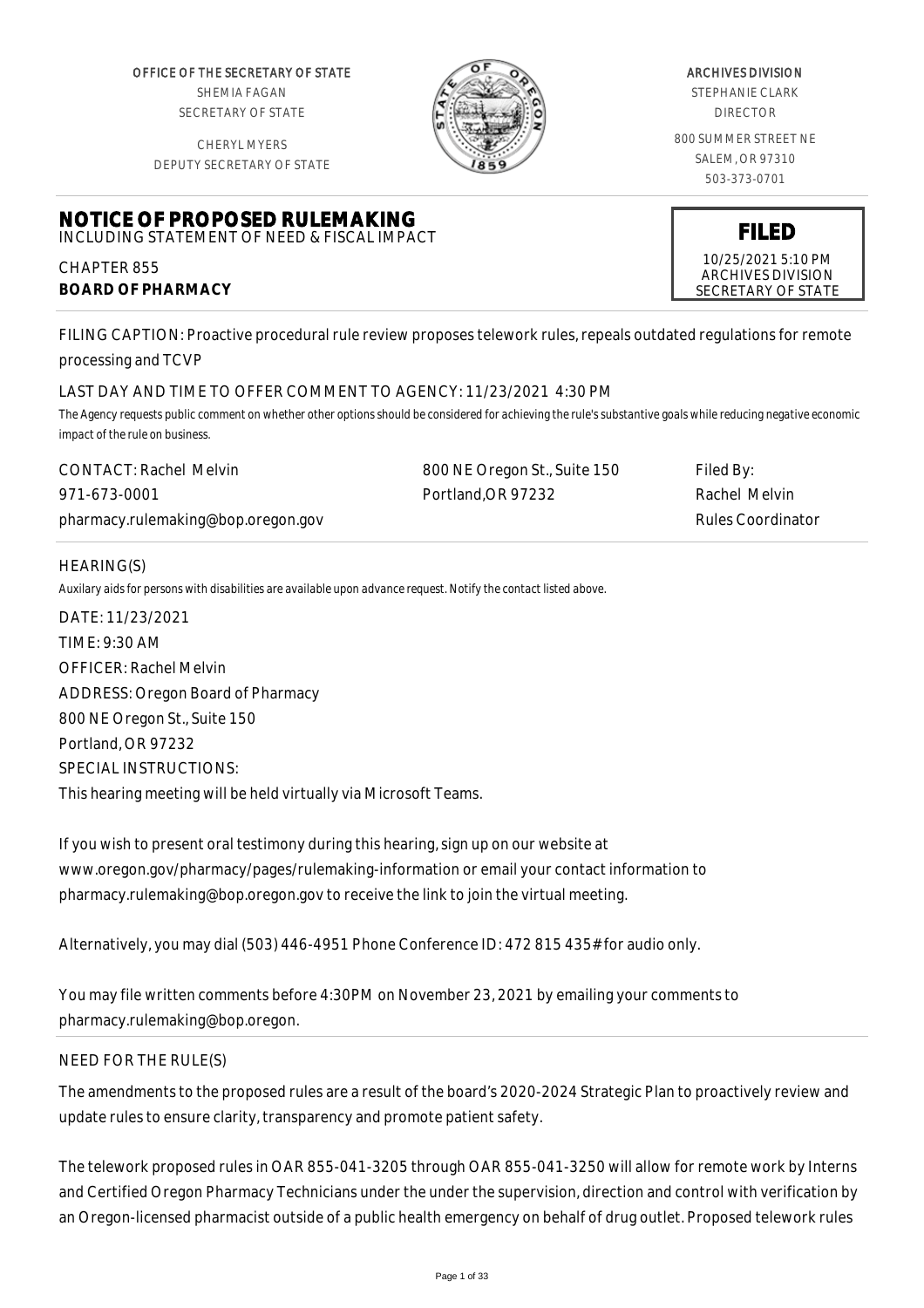OFFICE OF THE SECRETARY OF STATE
SHEMIA FAGAN
SECRETARY OF STATE

CHERYL MYERS
DEPUTY SECRETARY OF STATE

ARCHIVES DIVISION
STEPHANIE CLARK
DIRECTOR

800 SUMMER STREET NE
SALEM, OR 97310
503-373-0701

# NOTICE OF PROPOSED RULEMAKING

INCLUDING STATEMENT OF NEED & FISCAL IMPACT

**FILED**
10/25/2021 5:10 PM
ARCHIVES DIVISION
SECRETARY OF STATE

CHAPTER 855
**BOARD OF PHARMACY**

FILING CAPTION: Proactive procedural rule review proposes telework rules, repeals outdated regulations for remote processing and TCVP

LAST DAY AND TIME TO OFFER COMMENT TO AGENCY: 11/23/2021 4:30 PM

*The Agency requests public comment on whether other options should be considered for achieving the rule's substantive goals while reducing negative economic impact of the rule on business.*

| CONTACT: Rachel Melvin | 800 NE Oregon St., Suite 150 | Filed By: |
|---|---|---|
| 971-673-0001 | Portland,OR 97232 | Rachel Melvin |
| pharmacy.rulemaking@bop.oregon.gov | | Rules Coordinator |

HEARING(S)

*Auxilary aids for persons with disabilities are available upon advance request. Notify the contact listed above.*

DATE: 11/23/2021
TIME: 9:30 AM
OFFICER: Rachel Melvin
ADDRESS: Oregon Board of Pharmacy
800 NE Oregon St., Suite 150
Portland, OR 97232
SPECIAL INSTRUCTIONS:
This hearing meeting will be held virtually via Microsoft Teams.

If you wish to present oral testimony during this hearing, sign up on our website at www.oregon.gov/pharmacy/pages/rulemaking-information or email your contact information to pharmacy.rulemaking@bop.oregon.gov to receive the link to join the virtual meeting.

Alternatively, you may dial (503) 446-4951 Phone Conference ID: 472 815 435# for audio only.

You may file written comments before 4:30PM on November 23, 2021 by emailing your comments to pharmacy.rulemaking@bop.oregon.

NEED FOR THE RULE(S)

The amendments to the proposed rules are a result of the board's 2020-2024 Strategic Plan to proactively review and update rules to ensure clarity, transparency and promote patient safety.

The telework proposed rules in OAR 855-041-3205 through OAR 855-041-3250 will allow for remote work by Interns and Certified Oregon Pharmacy Technicians under the under the supervision, direction and control with verification by an Oregon-licensed pharmacist outside of a public health emergency on behalf of drug outlet. Proposed telework rules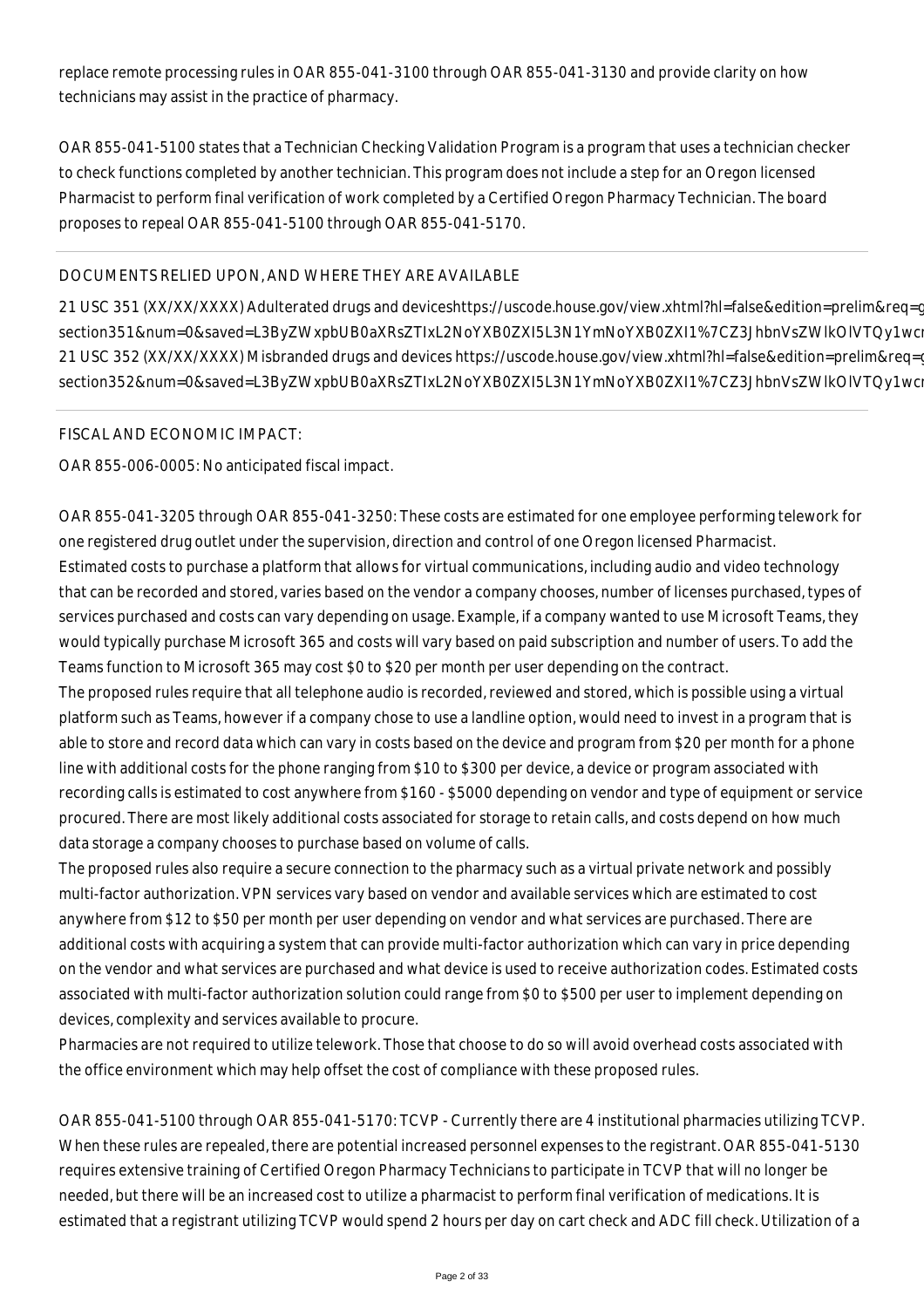replace remote processing rules in OAR 855-041-3100 through OAR 855-041-3130 and provide clarity on how technicians may assist in the practice of pharmacy.

OAR 855-041-5100 states that a Technician Checking Validation Program is a program that uses a technician checker to check functions completed by another technician. This program does not include a step for an Oregon licensed Pharmacist to perform final verification of work completed by a Certified Oregon Pharmacy Technician. The board proposes to repeal OAR 855-041-5100 through OAR 855-041-5170.

## DOCUMENTS RELIED UPON, AND WHERE THEY ARE AVAILABLE

21 USC 351 (XX/XX/XXXX) Adulterated drugs and deviceshttps://uscode.house.gov/view.xhtml?hl=false&edition=prelim&req=g section351&num=0&saved=L3ByZWxpbUB0aXRsZTIxL2NoYXB0ZXI5L3N1YmNoYXB0ZXI1%7CZ3JhbnVsZWlkOlVTQy1wcr
21 USC 352 (XX/XX/XXXX) Misbranded drugs and devices https://uscode.house.gov/view.xhtml?hl=false&edition=prelim&req=g section352&num=0&saved=L3ByZWxpbUB0aXRsZTIxL2NoYXB0ZXI5L3N1YmNoYXB0ZXI1%7CZ3JhbnVsZWlkOlVTQy1wcr

## FISCAL AND ECONOMIC IMPACT:

OAR 855-006-0005: No anticipated fiscal impact.

OAR 855-041-3205 through OAR 855-041-3250: These costs are estimated for one employee performing telework for one registered drug outlet under the supervision, direction and control of one Oregon licensed Pharmacist.
Estimated costs to purchase a platform that allows for virtual communications, including audio and video technology that can be recorded and stored, varies based on the vendor a company chooses, number of licenses purchased, types of services purchased and costs can vary depending on usage. Example, if a company wanted to use Microsoft Teams, they would typically purchase Microsoft 365 and costs will vary based on paid subscription and number of users. To add the Teams function to Microsoft 365 may cost $0 to $20 per month per user depending on the contract.
The proposed rules require that all telephone audio is recorded, reviewed and stored, which is possible using a virtual platform such as Teams, however if a company chose to use a landline option, would need to invest in a program that is able to store and record data which can vary in costs based on the device and program from $20 per month for a phone line with additional costs for the phone ranging from $10 to $300 per device, a device or program associated with recording calls is estimated to cost anywhere from $160 - $5000 depending on vendor and type of equipment or service procured. There are most likely additional costs associated for storage to retain calls, and costs depend on how much data storage a company chooses to purchase based on volume of calls.
The proposed rules also require a secure connection to the pharmacy such as a virtual private network and possibly multi-factor authorization. VPN services vary based on vendor and available services which are estimated to cost anywhere from $12 to $50 per month per user depending on vendor and what services are purchased. There are additional costs with acquiring a system that can provide multi-factor authorization which can vary in price depending on the vendor and what services are purchased and what device is used to receive authorization codes. Estimated costs associated with multi-factor authorization solution could range from $0 to $500 per user to implement depending on devices, complexity and services available to procure.
Pharmacies are not required to utilize telework. Those that choose to do so will avoid overhead costs associated with the office environment which may help offset the cost of compliance with these proposed rules.

OAR 855-041-5100 through OAR 855-041-5170: TCVP - Currently there are 4 institutional pharmacies utilizing TCVP. When these rules are repealed, there are potential increased personnel expenses to the registrant. OAR 855-041-5130 requires extensive training of Certified Oregon Pharmacy Technicians to participate in TCVP that will no longer be needed, but there will be an increased cost to utilize a pharmacist to perform final verification of medications. It is estimated that a registrant utilizing TCVP would spend 2 hours per day on cart check and ADC fill check. Utilization of a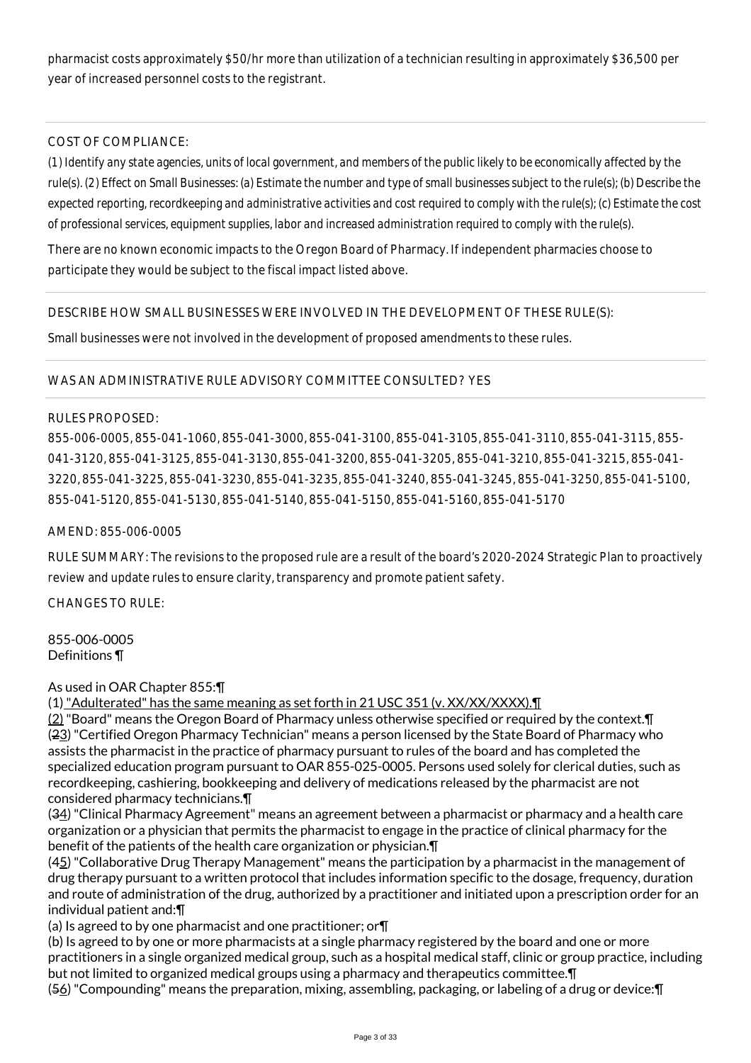pharmacist costs approximately $50/hr more than utilization of a technician resulting in approximately $36,500 per year of increased personnel costs to the registrant.

COST OF COMPLIANCE:

*(1) Identify any state agencies, units of local government, and members of the public likely to be economically affected by the rule(s). (2) Effect on Small Businesses: (a) Estimate the number and type of small businesses subject to the rule(s); (b) Describe the expected reporting, recordkeeping and administrative activities and cost required to comply with the rule(s); (c) Estimate the cost of professional services, equipment supplies, labor and increased administration required to comply with the rule(s).*

There are no known economic impacts to the Oregon Board of Pharmacy. If independent pharmacies choose to participate they would be subject to the fiscal impact listed above.

DESCRIBE HOW SMALL BUSINESSES WERE INVOLVED IN THE DEVELOPMENT OF THESE RULE(S):

Small businesses were not involved in the development of proposed amendments to these rules.

WAS AN ADMINISTRATIVE RULE ADVISORY COMMITTEE CONSULTED? YES

RULES PROPOSED:

855-006-0005, 855-041-1060, 855-041-3000, 855-041-3100, 855-041-3105, 855-041-3110, 855-041-3115, 855-041-3120, 855-041-3125, 855-041-3130, 855-041-3200, 855-041-3205, 855-041-3210, 855-041-3215, 855-041-3220, 855-041-3225, 855-041-3230, 855-041-3235, 855-041-3240, 855-041-3245, 855-041-3250, 855-041-5100, 855-041-5120, 855-041-5130, 855-041-5140, 855-041-5150, 855-041-5160, 855-041-5170

AMEND: 855-006-0005

RULE SUMMARY: The revisions to the proposed rule are a result of the board's 2020-2024 Strategic Plan to proactively review and update rules to ensure clarity, transparency and promote patient safety.

CHANGES TO RULE:

855-006-0005
Definitions ¶

As used in OAR Chapter 855:¶

(1) "Adulterated" has the same meaning as set forth in 21 USC 351 (v. XX/XX/XXXX).¶

(2) "Board" means the Oregon Board of Pharmacy unless otherwise specified or required by the context.¶

(23) "Certified Oregon Pharmacy Technician" means a person licensed by the State Board of Pharmacy who assists the pharmacist in the practice of pharmacy pursuant to rules of the board and has completed the specialized education program pursuant to OAR 855-025-0005. Persons used solely for clerical duties, such as recordkeeping, cashiering, bookkeeping and delivery of medications released by the pharmacist are not considered pharmacy technicians.¶

(34) "Clinical Pharmacy Agreement" means an agreement between a pharmacist or pharmacy and a health care organization or a physician that permits the pharmacist to engage in the practice of clinical pharmacy for the benefit of the patients of the health care organization or physician.¶

(45) "Collaborative Drug Therapy Management" means the participation by a pharmacist in the management of drug therapy pursuant to a written protocol that includes information specific to the dosage, frequency, duration and route of administration of the drug, authorized by a practitioner and initiated upon a prescription order for an individual patient and:¶

(a) Is agreed to by one pharmacist and one practitioner; or¶

(b) Is agreed to by one or more pharmacists at a single pharmacy registered by the board and one or more practitioners in a single organized medical group, such as a hospital medical staff, clinic or group practice, including but not limited to organized medical groups using a pharmacy and therapeutics committee.¶

(56) "Compounding" means the preparation, mixing, assembling, packaging, or labeling of a drug or device:¶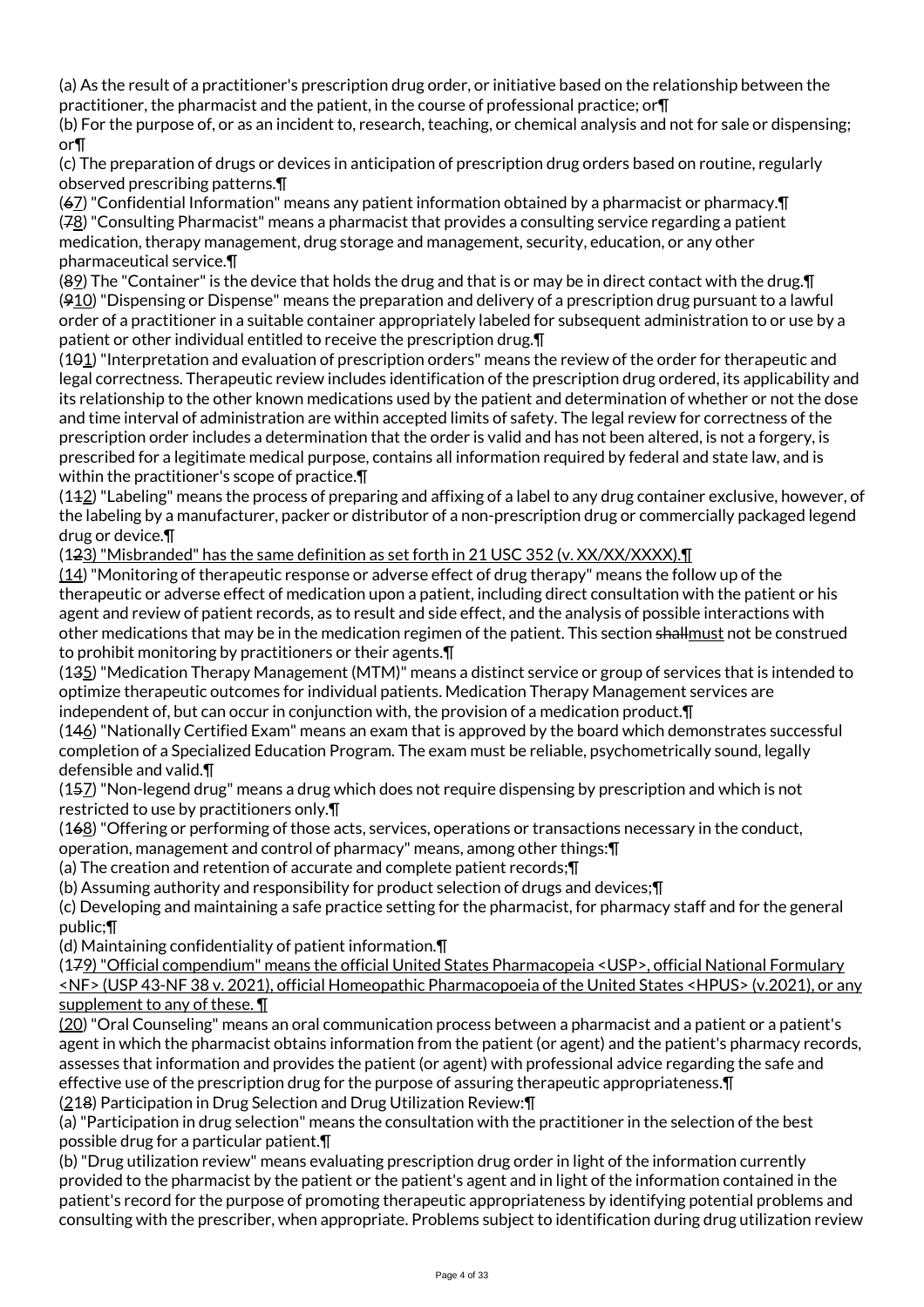(a) As the result of a practitioner's prescription drug order, or initiative based on the relationship between the practitioner, the pharmacist and the patient, in the course of professional practice; or¶

(b) For the purpose of, or as an incident to, research, teaching, or chemical analysis and not for sale or dispensing; or¶

(c) The preparation of drugs or devices in anticipation of prescription drug orders based on routine, regularly observed prescribing patterns.¶

(~~6~~7) "Confidential Information" means any patient information obtained by a pharmacist or pharmacy.¶

(~~7~~8) "Consulting Pharmacist" means a pharmacist that provides a consulting service regarding a patient medication, therapy management, drug storage and management, security, education, or any other pharmaceutical service.¶

(~~8~~9) The "Container" is the device that holds the drug and that is or may be in direct contact with the drug.¶

(~~9~~10) "Dispensing or Dispense" means the preparation and delivery of a prescription drug pursuant to a lawful order of a practitioner in a suitable container appropriately labeled for subsequent administration to or use by a patient or other individual entitled to receive the prescription drug.¶

(1~~0~~1) "Interpretation and evaluation of prescription orders" means the review of the order for therapeutic and legal correctness. Therapeutic review includes identification of the prescription drug ordered, its applicability and its relationship to the other known medications used by the patient and determination of whether or not the dose and time interval of administration are within accepted limits of safety. The legal review for correctness of the prescription order includes a determination that the order is valid and has not been altered, is not a forgery, is prescribed for a legitimate medical purpose, contains all information required by federal and state law, and is within the practitioner's scope of practice.¶

(1~~1~~2) "Labeling" means the process of preparing and affixing of a label to any drug container exclusive, however, of the labeling by a manufacturer, packer or distributor of a non-prescription drug or commercially packaged legend drug or device.¶

(1~~2~~3) "Misbranded" has the same definition as set forth in 21 USC 352 (v. XX/XX/XXXX).¶

(14) "Monitoring of therapeutic response or adverse effect of drug therapy" means the follow up of the therapeutic or adverse effect of medication upon a patient, including direct consultation with the patient or his agent and review of patient records, as to result and side effect, and the analysis of possible interactions with other medications that may be in the medication regimen of the patient. This section ~~shall~~must not be construed to prohibit monitoring by practitioners or their agents.¶

(1~~3~~5) "Medication Therapy Management (MTM)" means a distinct service or group of services that is intended to optimize therapeutic outcomes for individual patients. Medication Therapy Management services are independent of, but can occur in conjunction with, the provision of a medication product.¶

(1~~4~~6) "Nationally Certified Exam" means an exam that is approved by the board which demonstrates successful completion of a Specialized Education Program. The exam must be reliable, psychometrically sound, legally defensible and valid.¶

(1~~5~~7) "Non-legend drug" means a drug which does not require dispensing by prescription and which is not restricted to use by practitioners only.¶

(1~~6~~8) "Offering or performing of those acts, services, operations or transactions necessary in the conduct, operation, management and control of pharmacy" means, among other things:¶

(a) The creation and retention of accurate and complete patient records;¶

(b) Assuming authority and responsibility for product selection of drugs and devices;¶

(c) Developing and maintaining a safe practice setting for the pharmacist, for pharmacy staff and for the general public;¶

(d) Maintaining confidentiality of patient information.¶

(1~~7~~9) "Official compendium" means the official United States Pharmacopeia <USP>, official National Formulary <NF> (USP 43-NF 38 v. 2021), official Homeopathic Pharmacopoeia of the United States <HPUS> (v.2021), or any supplement to any of these. ¶

(20) "Oral Counseling" means an oral communication process between a pharmacist and a patient or a patient's agent in which the pharmacist obtains information from the patient (or agent) and the patient's pharmacy records, assesses that information and provides the patient (or agent) with professional advice regarding the safe and effective use of the prescription drug for the purpose of assuring therapeutic appropriateness.¶

(2~~1~~8) Participation in Drug Selection and Drug Utilization Review:¶

(a) "Participation in drug selection" means the consultation with the practitioner in the selection of the best possible drug for a particular patient.¶

(b) "Drug utilization review" means evaluating prescription drug order in light of the information currently provided to the pharmacist by the patient or the patient's agent and in light of the information contained in the patient's record for the purpose of promoting therapeutic appropriateness by identifying potential problems and consulting with the prescriber, when appropriate. Problems subject to identification during drug utilization review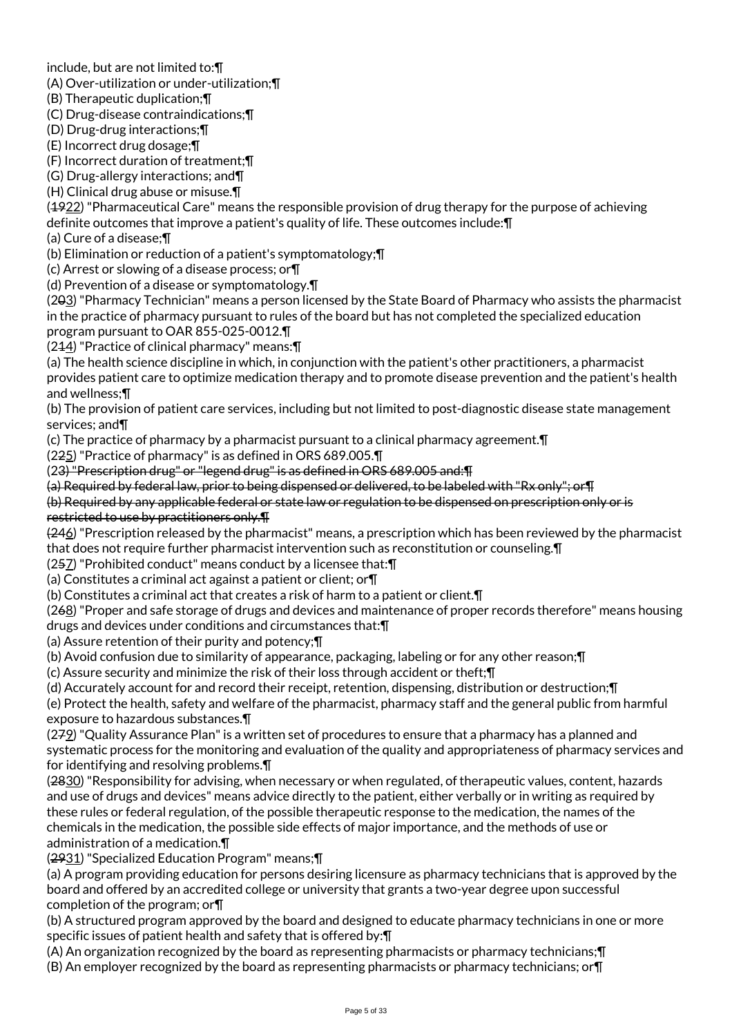include, but are not limited to:¶
(A) Over-utilization or under-utilization;¶
(B) Therapeutic duplication;¶
(C) Drug-disease contraindications;¶
(D) Drug-drug interactions;¶
(E) Incorrect drug dosage;¶
(F) Incorrect duration of treatment;¶
(G) Drug-allergy interactions; and¶
(H) Clinical drug abuse or misuse.¶
(~~19~~22) "Pharmaceutical Care" means the responsible provision of drug therapy for the purpose of achieving definite outcomes that improve a patient's quality of life. These outcomes include:¶
(a) Cure of a disease;¶
(b) Elimination or reduction of a patient's symptomatology;¶
(c) Arrest or slowing of a disease process; or¶
(d) Prevention of a disease or symptomatology.¶
(2~~0~~3) "Pharmacy Technician" means a person licensed by the State Board of Pharmacy who assists the pharmacist in the practice of pharmacy pursuant to rules of the board but has not completed the specialized education program pursuant to OAR 855-025-0012.¶
(2~~1~~4) "Practice of clinical pharmacy" means:¶
(a) The health science discipline in which, in conjunction with the patient's other practitioners, a pharmacist provides patient care to optimize medication therapy and to promote disease prevention and the patient's health and wellness;¶
(b) The provision of patient care services, including but not limited to post-diagnostic disease state management services; and¶
(c) The practice of pharmacy by a pharmacist pursuant to a clinical pharmacy agreement.¶
(2~~2~~5) "Practice of pharmacy" is as defined in ORS 689.005.¶
(2~~3) "Prescription drug" or "legend drug" is as defined in ORS 689.005 and:¶~~
~~(a) Required by federal law, prior to being dispensed or delivered, to be labeled with "Rx only"; or¶~~
~~(b) Required by any applicable federal or state law or regulation to be dispensed on prescription only or is restricted to use by practitioners only.¶~~
~~(24~~6) "Prescription released by the pharmacist" means, a prescription which has been reviewed by the pharmacist that does not require further pharmacist intervention such as reconstitution or counseling.¶
(2~~5~~7) "Prohibited conduct" means conduct by a licensee that:¶
(a) Constitutes a criminal act against a patient or client; or¶
(b) Constitutes a criminal act that creates a risk of harm to a patient or client.¶
(2~~6~~8) "Proper and safe storage of drugs and devices and maintenance of proper records therefore" means housing drugs and devices under conditions and circumstances that:¶
(a) Assure retention of their purity and potency;¶
(b) Avoid confusion due to similarity of appearance, packaging, labeling or for any other reason;¶
(c) Assure security and minimize the risk of their loss through accident or theft;¶
(d) Accurately account for and record their receipt, retention, dispensing, distribution or destruction;¶
(e) Protect the health, safety and welfare of the pharmacist, pharmacy staff and the general public from harmful exposure to hazardous substances.¶
(2~~7~~9) "Quality Assurance Plan" is a written set of procedures to ensure that a pharmacy has a planned and systematic process for the monitoring and evaluation of the quality and appropriateness of pharmacy services and for identifying and resolving problems.¶
(~~28~~30) "Responsibility for advising, when necessary or when regulated, of therapeutic values, content, hazards and use of drugs and devices" means advice directly to the patient, either verbally or in writing as required by these rules or federal regulation, of the possible therapeutic response to the medication, the names of the chemicals in the medication, the possible side effects of major importance, and the methods of use or administration of a medication.¶
(~~29~~31) "Specialized Education Program" means;¶
(a) A program providing education for persons desiring licensure as pharmacy technicians that is approved by the board and offered by an accredited college or university that grants a two-year degree upon successful completion of the program; or¶
(b) A structured program approved by the board and designed to educate pharmacy technicians in one or more specific issues of patient health and safety that is offered by:¶
(A) An organization recognized by the board as representing pharmacists or pharmacy technicians;¶
(B) An employer recognized by the board as representing pharmacists or pharmacy technicians; or¶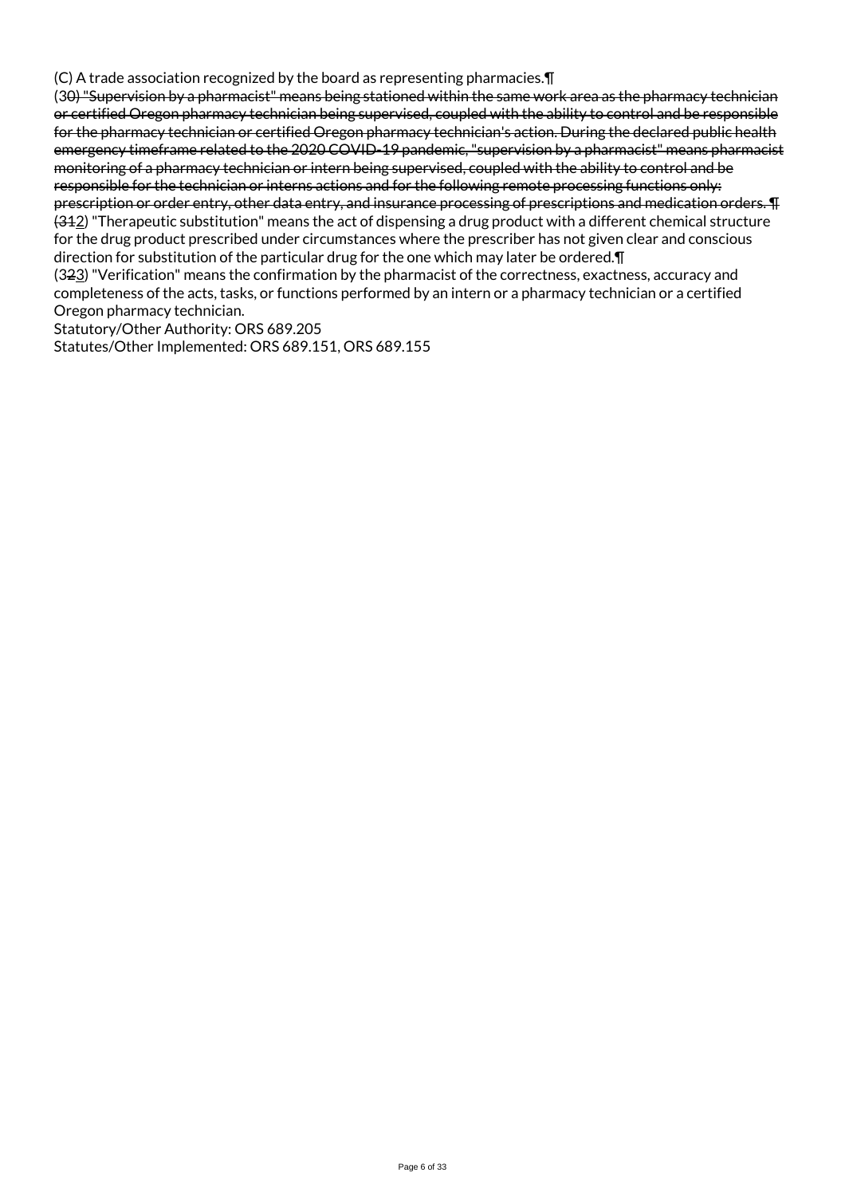(C) A trade association recognized by the board as representing pharmacies.¶

(30) ~~"Supervision by a pharmacist" means being stationed within the same work area as the pharmacy technician or certified Oregon pharmacy technician being supervised, coupled with the ability to control and be responsible for the pharmacy technician or certified Oregon pharmacy technician's action. During the declared public health emergency timeframe related to the 2020 COVID-19 pandemic, "supervision by a pharmacist" means pharmacist monitoring of a pharmacy technician or intern being supervised, coupled with the ability to control and be responsible for the technician or interns actions and for the following remote processing functions only: prescription or order entry, other data entry, and insurance processing of prescriptions and medication orders. ¶~~

~~(31~~2) "Therapeutic substitution" means the act of dispensing a drug product with a different chemical structure for the drug product prescribed under circumstances where the prescriber has not given clear and conscious direction for substitution of the particular drug for the one which may later be ordered.¶

(3~~2~~3) "Verification" means the confirmation by the pharmacist of the correctness, exactness, accuracy and completeness of the acts, tasks, or functions performed by an intern or a pharmacy technician or a certified Oregon pharmacy technician.

Statutory/Other Authority: ORS 689.205

Statutes/Other Implemented: ORS 689.151, ORS 689.155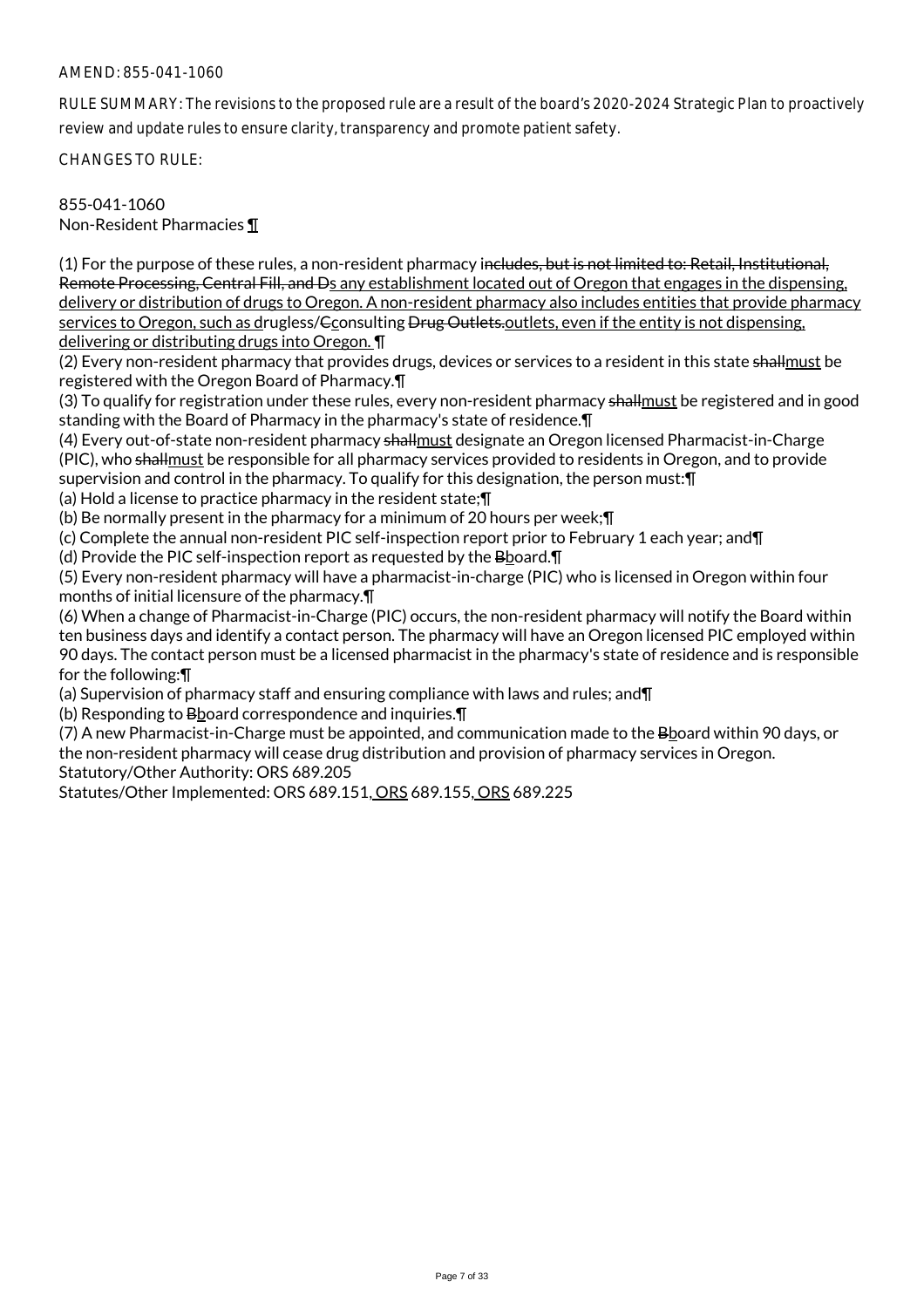AMEND: 855-041-1060

RULE SUMMARY: The revisions to the proposed rule are a result of the board's 2020-2024 Strategic Plan to proactively review and update rules to ensure clarity, transparency and promote patient safety.

CHANGES TO RULE:

855-041-1060
Non-Resident Pharmacies ¶

(1) For the purpose of these rules, a non-resident pharmacy ~~includes, but is not limited to: Retail, Institutional, Remote Processing, Central Fill, and D~~s any establishment located out of Oregon that engages in the dispensing, delivery or distribution of drugs to Oregon. A non-resident pharmacy also includes entities that provide pharmacy services to Oregon, such as drugless/~~C~~consulting ~~Drug Outlets.~~outlets, even if the entity is not dispensing, delivering or distributing drugs into Oregon. ¶
(2) Every non-resident pharmacy that provides drugs, devices or services to a resident in this state ~~shall~~must be registered with the Oregon Board of Pharmacy.¶
(3) To qualify for registration under these rules, every non-resident pharmacy ~~shall~~must be registered and in good standing with the Board of Pharmacy in the pharmacy's state of residence.¶
(4) Every out-of-state non-resident pharmacy ~~shall~~must designate an Oregon licensed Pharmacist-in-Charge (PIC), who ~~shall~~must be responsible for all pharmacy services provided to residents in Oregon, and to provide supervision and control in the pharmacy. To qualify for this designation, the person must:¶
(a) Hold a license to practice pharmacy in the resident state;¶
(b) Be normally present in the pharmacy for a minimum of 20 hours per week;¶
(c) Complete the annual non-resident PIC self-inspection report prior to February 1 each year; and¶
(d) Provide the PIC self-inspection report as requested by the ~~B~~board.¶
(5) Every non-resident pharmacy will have a pharmacist-in-charge (PIC) who is licensed in Oregon within four months of initial licensure of the pharmacy.¶
(6) When a change of Pharmacist-in-Charge (PIC) occurs, the non-resident pharmacy will notify the Board within ten business days and identify a contact person. The pharmacy will have an Oregon licensed PIC employed within 90 days. The contact person must be a licensed pharmacist in the pharmacy's state of residence and is responsible for the following:¶
(a) Supervision of pharmacy staff and ensuring compliance with laws and rules; and¶
(b) Responding to ~~B~~board correspondence and inquiries.¶
(7) A new Pharmacist-in-Charge must be appointed, and communication made to the ~~B~~board within 90 days, or the non-resident pharmacy will cease drug distribution and provision of pharmacy services in Oregon.
Statutory/Other Authority: ORS 689.205
Statutes/Other Implemented: ORS 689.151, ORS 689.155, ORS 689.225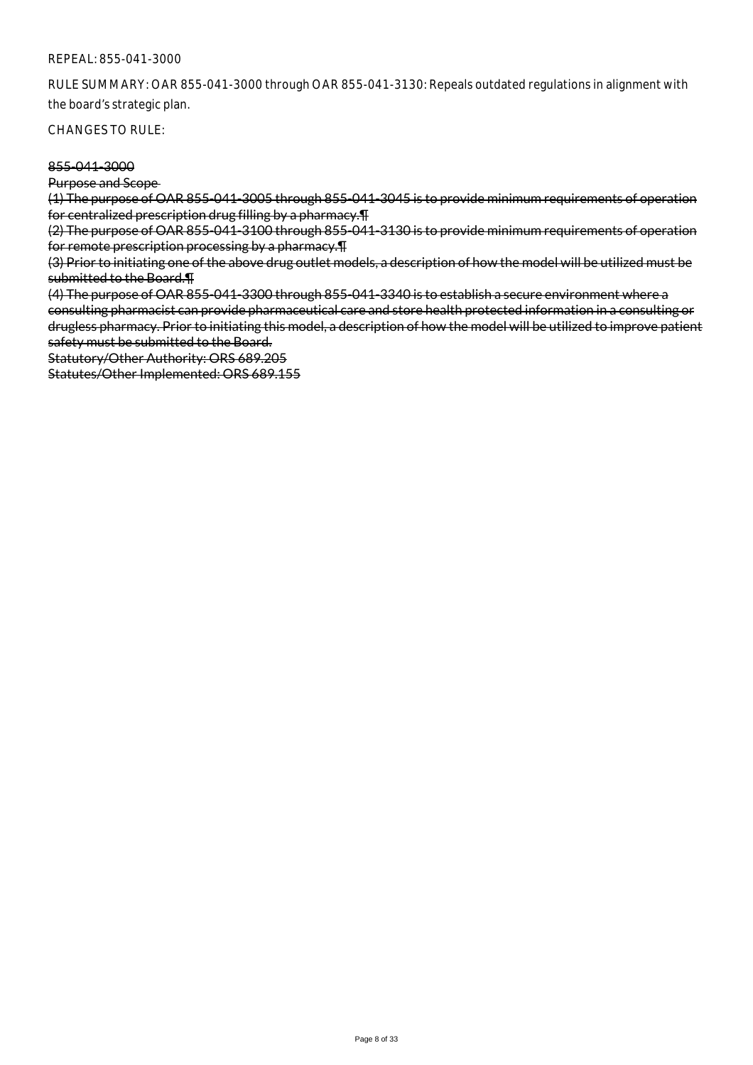REPEAL: 855-041-3000

RULE SUMMARY: OAR 855-041-3000 through OAR 855-041-3130: Repeals outdated regulations in alignment with the board's strategic plan.

CHANGES TO RULE:

~~855-041-3000~~

~~Purpose and Scope~~

~~(1) The purpose of OAR 855-041-3005 through 855-041-3045 is to provide minimum requirements of operation for centralized prescription drug filling by a pharmacy.¶~~

~~(2) The purpose of OAR 855-041-3100 through 855-041-3130 is to provide minimum requirements of operation for remote prescription processing by a pharmacy.¶~~

~~(3) Prior to initiating one of the above drug outlet models, a description of how the model will be utilized must be submitted to the Board.¶~~

~~(4) The purpose of OAR 855-041-3300 through 855-041-3340 is to establish a secure environment where a consulting pharmacist can provide pharmaceutical care and store health protected information in a consulting or drugless pharmacy. Prior to initiating this model, a description of how the model will be utilized to improve patient safety must be submitted to the Board.~~

~~Statutory/Other Authority: ORS 689.205~~

~~Statutes/Other Implemented: ORS 689.155~~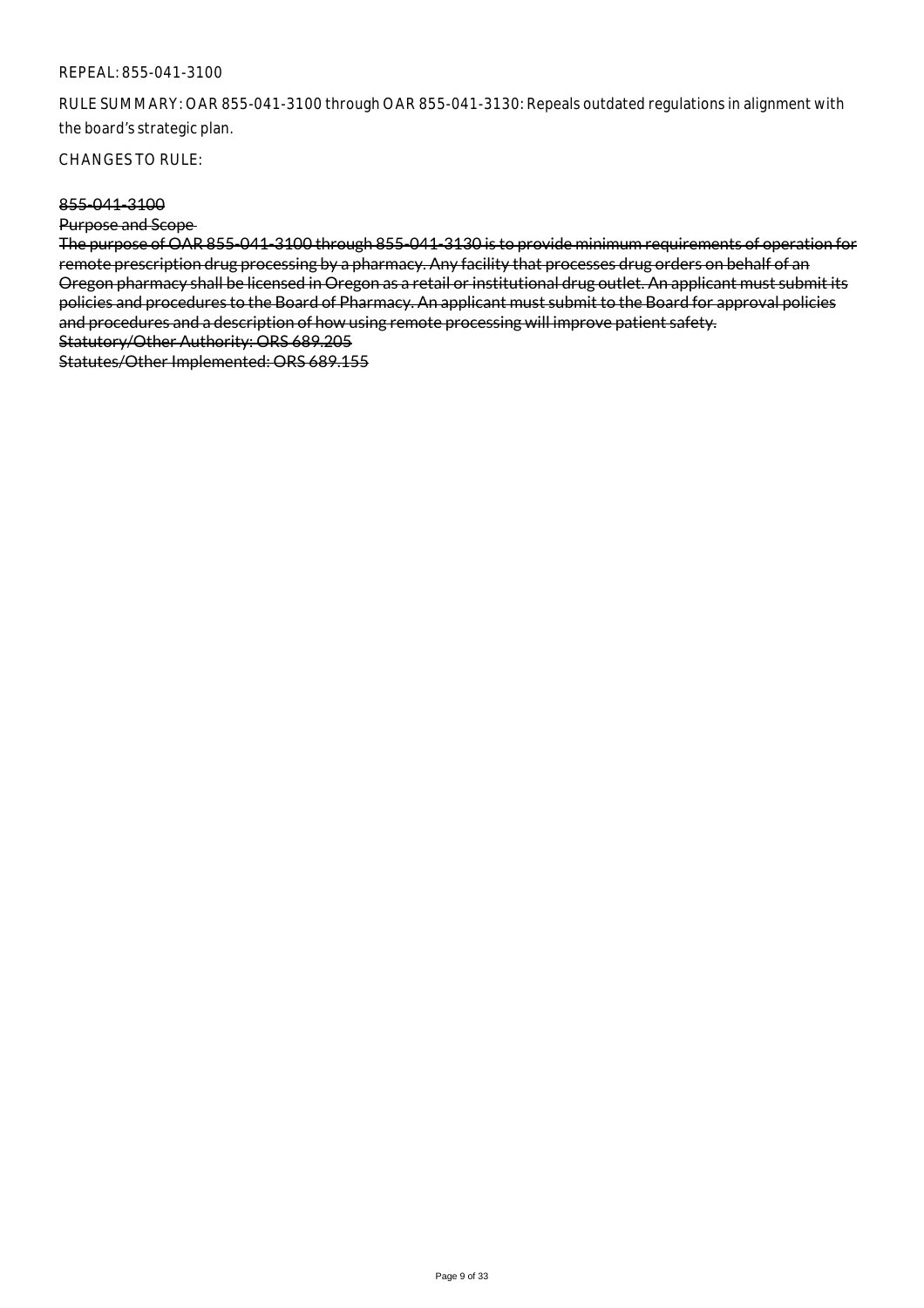REPEAL: 855-041-3100

RULE SUMMARY: OAR 855-041-3100 through OAR 855-041-3130: Repeals outdated regulations in alignment with the board's strategic plan.

CHANGES TO RULE:

~~855-041-3100~~

~~Purpose and Scope~~

~~The purpose of OAR 855-041-3100 through 855-041-3130 is to provide minimum requirements of operation for remote prescription drug processing by a pharmacy. Any facility that processes drug orders on behalf of an Oregon pharmacy shall be licensed in Oregon as a retail or institutional drug outlet. An applicant must submit its policies and procedures to the Board of Pharmacy. An applicant must submit to the Board for approval policies and procedures and a description of how using remote processing will improve patient safety.~~

~~Statutory/Other Authority: ORS 689.205~~

~~Statutes/Other Implemented: ORS 689.155~~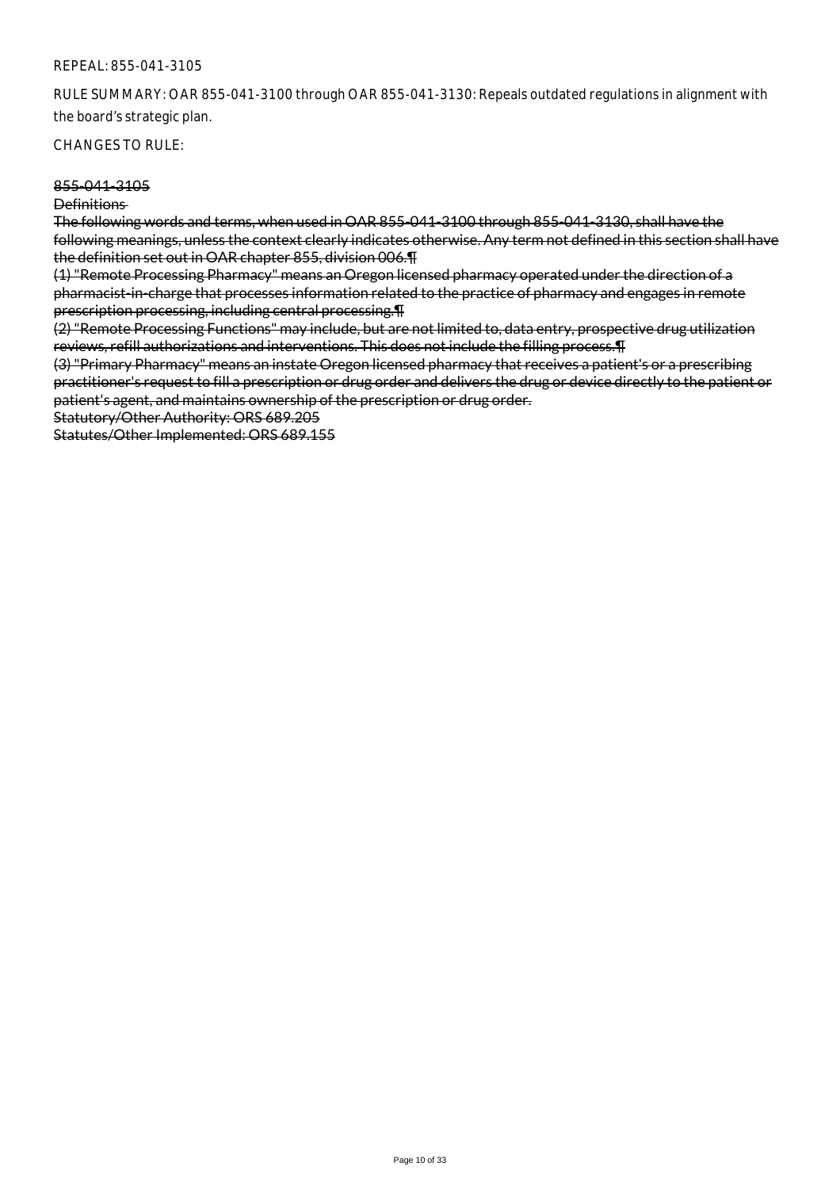REPEAL: 855-041-3105

RULE SUMMARY: OAR 855-041-3100 through OAR 855-041-3130: Repeals outdated regulations in alignment with the board's strategic plan.

CHANGES TO RULE:

~~855-041-3105~~

~~Definitions~~

~~The following words and terms, when used in OAR 855-041-3100 through 855-041-3130, shall have the following meanings, unless the context clearly indicates otherwise. Any term not defined in this section shall have the definition set out in OAR chapter 855, division 006.¶~~

~~(1) "Remote Processing Pharmacy" means an Oregon licensed pharmacy operated under the direction of a pharmacist-in-charge that processes information related to the practice of pharmacy and engages in remote prescription processing, including central processing.¶~~

~~(2) "Remote Processing Functions" may include, but are not limited to, data entry, prospective drug utilization reviews, refill authorizations and interventions. This does not include the filling process.¶~~

~~(3) "Primary Pharmacy" means an instate Oregon licensed pharmacy that receives a patient's or a prescribing practitioner's request to fill a prescription or drug order and delivers the drug or device directly to the patient or patient's agent, and maintains ownership of the prescription or drug order.~~

~~Statutory/Other Authority: ORS 689.205~~

~~Statutes/Other Implemented: ORS 689.155~~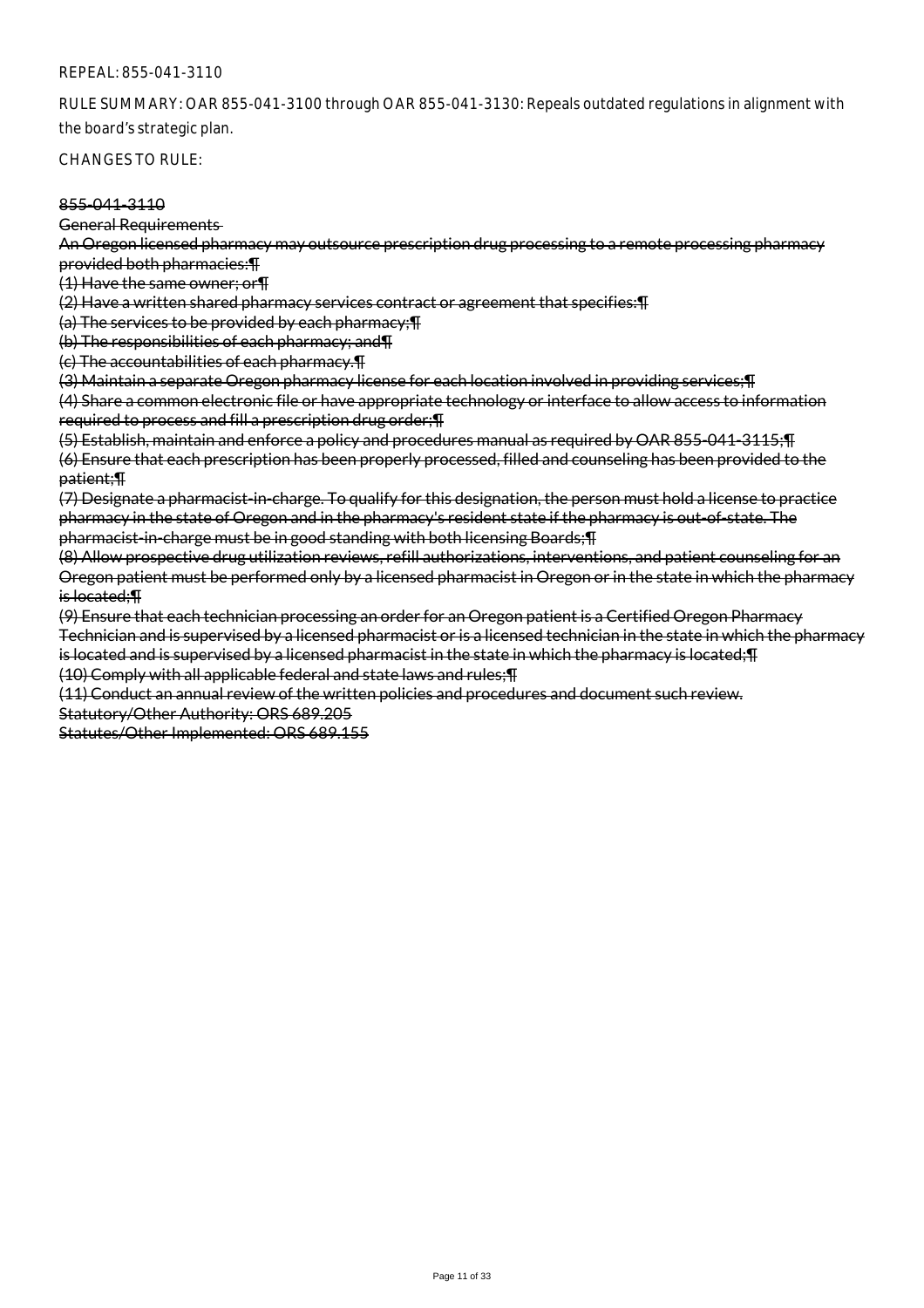REPEAL: 855-041-3110

RULE SUMMARY: OAR 855-041-3100 through OAR 855-041-3130: Repeals outdated regulations in alignment with the board's strategic plan.

CHANGES TO RULE:

~~855-041-3110~~

~~General Requirements~~

~~An Oregon licensed pharmacy may outsource prescription drug processing to a remote processing pharmacy provided both pharmacies:¶~~

~~(1) Have the same owner; or¶~~

~~(2) Have a written shared pharmacy services contract or agreement that specifies:¶~~

~~(a) The services to be provided by each pharmacy;¶~~

~~(b) The responsibilities of each pharmacy; and¶~~

~~(c) The accountabilities of each pharmacy.¶~~

~~(3) Maintain a separate Oregon pharmacy license for each location involved in providing services;¶~~

~~(4) Share a common electronic file or have appropriate technology or interface to allow access to information required to process and fill a prescription drug order;¶~~

~~(5) Establish, maintain and enforce a policy and procedures manual as required by OAR 855-041-3115;¶~~

~~(6) Ensure that each prescription has been properly processed, filled and counseling has been provided to the patient;¶~~

~~(7) Designate a pharmacist-in-charge. To qualify for this designation, the person must hold a license to practice pharmacy in the state of Oregon and in the pharmacy's resident state if the pharmacy is out-of-state. The pharmacist-in-charge must be in good standing with both licensing Boards;¶~~

~~(8) Allow prospective drug utilization reviews, refill authorizations, interventions, and patient counseling for an Oregon patient must be performed only by a licensed pharmacist in Oregon or in the state in which the pharmacy is located;¶~~

~~(9) Ensure that each technician processing an order for an Oregon patient is a Certified Oregon Pharmacy Technician and is supervised by a licensed pharmacist or is a licensed technician in the state in which the pharmacy is located and is supervised by a licensed pharmacist in the state in which the pharmacy is located;¶~~

~~(10) Comply with all applicable federal and state laws and rules;¶~~

~~(11) Conduct an annual review of the written policies and procedures and document such review.~~

~~Statutory/Other Authority: ORS 689.205~~

~~Statutes/Other Implemented: ORS 689.155~~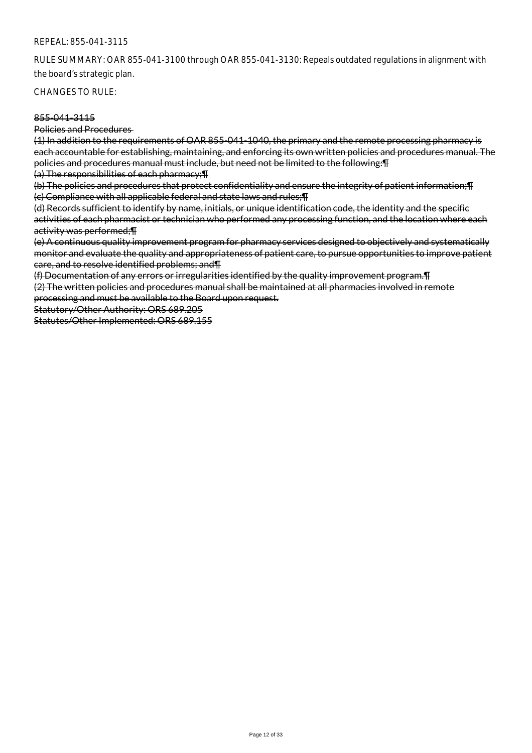REPEAL: 855-041-3115

RULE SUMMARY: OAR 855-041-3100 through OAR 855-041-3130: Repeals outdated regulations in alignment with the board's strategic plan.

CHANGES TO RULE:

~~855-041-3115~~

~~Policies and Procedures~~

~~(1) In addition to the requirements of OAR 855-041-1040, the primary and the remote processing pharmacy is each accountable for establishing, maintaining, and enforcing its own written policies and procedures manual. The policies and procedures manual must include, but need not be limited to the following:¶~~

~~(a) The responsibilities of each pharmacy;¶~~

~~(b) The policies and procedures that protect confidentiality and ensure the integrity of patient information;¶~~

~~(c) Compliance with all applicable federal and state laws and rules;¶~~

~~(d) Records sufficient to identify by name, initials, or unique identification code, the identity and the specific activities of each pharmacist or technician who performed any processing function, and the location where each activity was performed;¶~~

~~(e) A continuous quality improvement program for pharmacy services designed to objectively and systematically monitor and evaluate the quality and appropriateness of patient care, to pursue opportunities to improve patient care, and to resolve identified problems; and¶~~

~~(f) Documentation of any errors or irregularities identified by the quality improvement program.¶~~

~~(2) The written policies and procedures manual shall be maintained at all pharmacies involved in remote processing and must be available to the Board upon request.~~

~~Statutory/Other Authority: ORS 689.205~~

~~Statutes/Other Implemented: ORS 689.155~~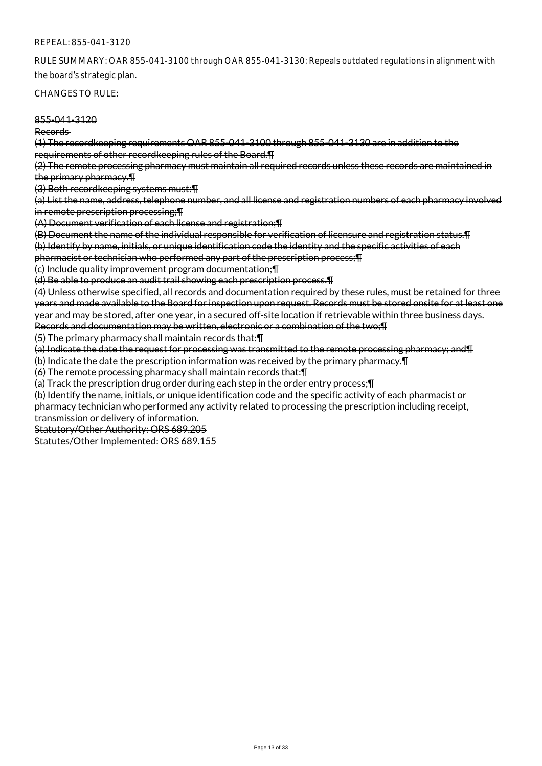REPEAL: 855-041-3120

RULE SUMMARY: OAR 855-041-3100 through OAR 855-041-3130: Repeals outdated regulations in alignment with the board's strategic plan.

CHANGES TO RULE:

~~855-041-3120~~

~~Records~~

~~(1) The recordkeeping requirements OAR 855-041-3100 through 855-041-3130 are in addition to the requirements of other recordkeeping rules of the Board.¶~~

~~(2) The remote processing pharmacy must maintain all required records unless these records are maintained in the primary pharmacy.¶~~

~~(3) Both recordkeeping systems must:¶~~

~~(a) List the name, address, telephone number, and all license and registration numbers of each pharmacy involved in remote prescription processing;¶~~

~~(A) Document verification of each license and registration;¶~~

~~(B) Document the name of the individual responsible for verification of licensure and registration status.¶~~

~~(b) Identify by name, initials, or unique identification code the identity and the specific activities of each pharmacist or technician who performed any part of the prescription process;¶~~

~~(c) Include quality improvement program documentation;¶~~

~~(d) Be able to produce an audit trail showing each prescription process.¶~~

~~(4) Unless otherwise specified, all records and documentation required by these rules, must be retained for three years and made available to the Board for inspection upon request. Records must be stored onsite for at least one year and may be stored, after one year, in a secured off-site location if retrievable within three business days. Records and documentation may be written, electronic or a combination of the two;¶~~

~~(5) The primary pharmacy shall maintain records that:¶~~

~~(a) Indicate the date the request for processing was transmitted to the remote processing pharmacy; and¶~~

~~(b) Indicate the date the prescription information was received by the primary pharmacy.¶~~

~~(6) The remote processing pharmacy shall maintain records that:¶~~

~~(a) Track the prescription drug order during each step in the order entry process;¶~~

~~(b) Identify the name, initials, or unique identification code and the specific activity of each pharmacist or pharmacy technician who performed any activity related to processing the prescription including receipt, transmission or delivery of information.~~

~~Statutory/Other Authority: ORS 689.205~~

~~Statutes/Other Implemented: ORS 689.155~~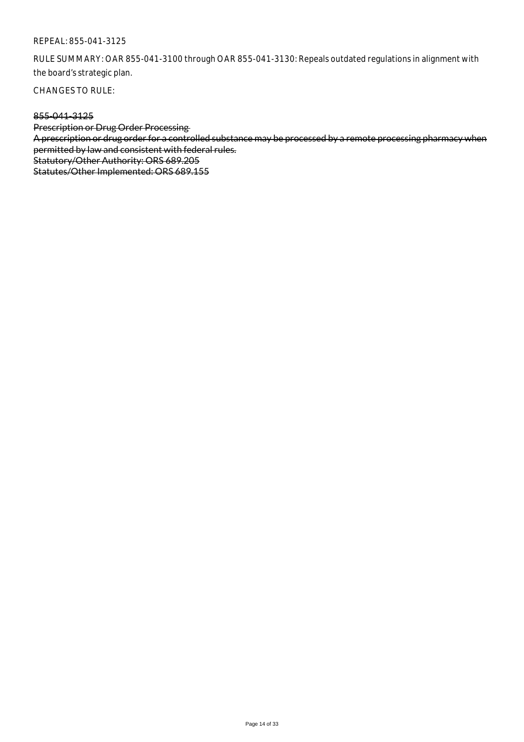REPEAL: 855-041-3125

RULE SUMMARY: OAR 855-041-3100 through OAR 855-041-3130: Repeals outdated regulations in alignment with the board's strategic plan.

CHANGES TO RULE:

~~855-041-3125~~
~~Prescription or Drug Order Processing~~
~~A prescription or drug order for a controlled substance may be processed by a remote processing pharmacy when permitted by law and consistent with federal rules.~~
~~Statutory/Other Authority: ORS 689.205~~
~~Statutes/Other Implemented: ORS 689.155~~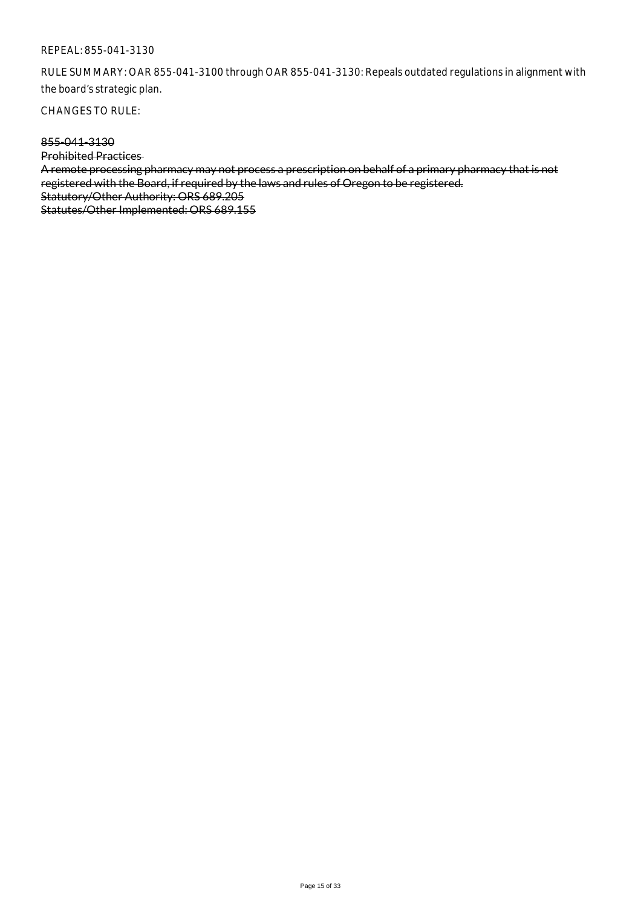REPEAL: 855-041-3130

RULE SUMMARY: OAR 855-041-3100 through OAR 855-041-3130: Repeals outdated regulations in alignment with the board's strategic plan.

CHANGES TO RULE:

~~855-041-3130~~
~~Prohibited Practices~~
~~A remote processing pharmacy may not process a prescription on behalf of a primary pharmacy that is not registered with the Board, if required by the laws and rules of Oregon to be registered.~~
~~Statutory/Other Authority: ORS 689.205~~
~~Statutes/Other Implemented: ORS 689.155~~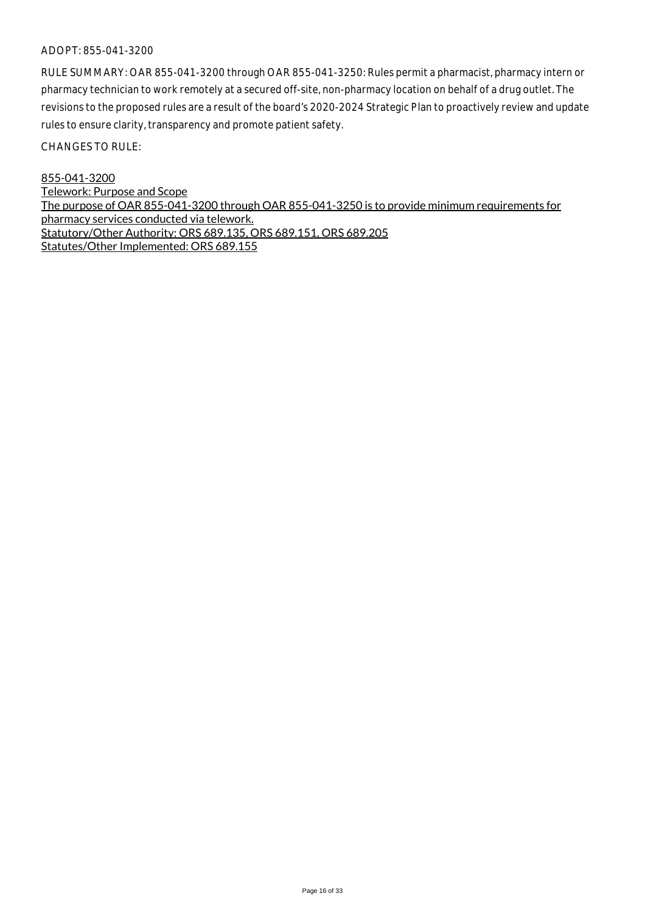ADOPT: 855-041-3200

RULE SUMMARY: OAR 855-041-3200 through OAR 855-041-3250: Rules permit a pharmacist, pharmacy intern or pharmacy technician to work remotely at a secured off-site, non-pharmacy location on behalf of a drug outlet. The revisions to the proposed rules are a result of the board's 2020-2024 Strategic Plan to proactively review and update rules to ensure clarity, transparency and promote patient safety.

CHANGES TO RULE:

<u>855-041-3200</u>
<u>Telework: Purpose and Scope</u>
<u>The purpose of OAR 855-041-3200 through OAR 855-041-3250 is to provide minimum requirements for pharmacy services conducted via telework.</u>
<u>Statutory/Other Authority: ORS 689.135, ORS 689.151, ORS 689.205</u>
<u>Statutes/Other Implemented: ORS 689.155</u>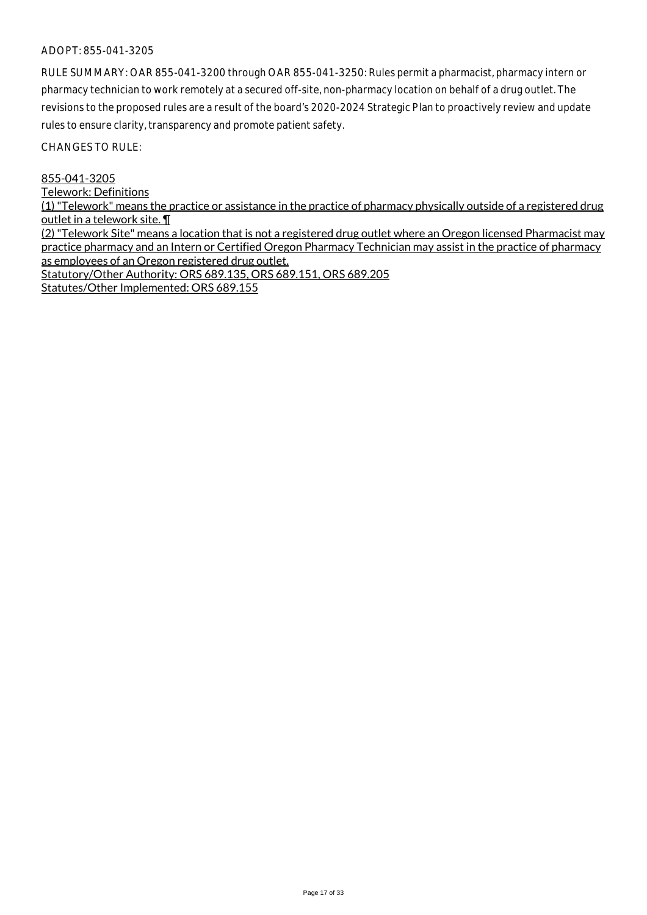ADOPT: 855-041-3205

RULE SUMMARY: OAR 855-041-3200 through OAR 855-041-3250: Rules permit a pharmacist, pharmacy intern or pharmacy technician to work remotely at a secured off-site, non-pharmacy location on behalf of a drug outlet. The revisions to the proposed rules are a result of the board's 2020-2024 Strategic Plan to proactively review and update rules to ensure clarity, transparency and promote patient safety.

CHANGES TO RULE:

855-041-3205
Telework: Definitions
(1) "Telework" means the practice or assistance in the practice of pharmacy physically outside of a registered drug outlet in a telework site. ¶
(2) "Telework Site" means a location that is not a registered drug outlet where an Oregon licensed Pharmacist may practice pharmacy and an Intern or Certified Oregon Pharmacy Technician may assist in the practice of pharmacy as employees of an Oregon registered drug outlet.
Statutory/Other Authority: ORS 689.135, ORS 689.151, ORS 689.205
Statutes/Other Implemented: ORS 689.155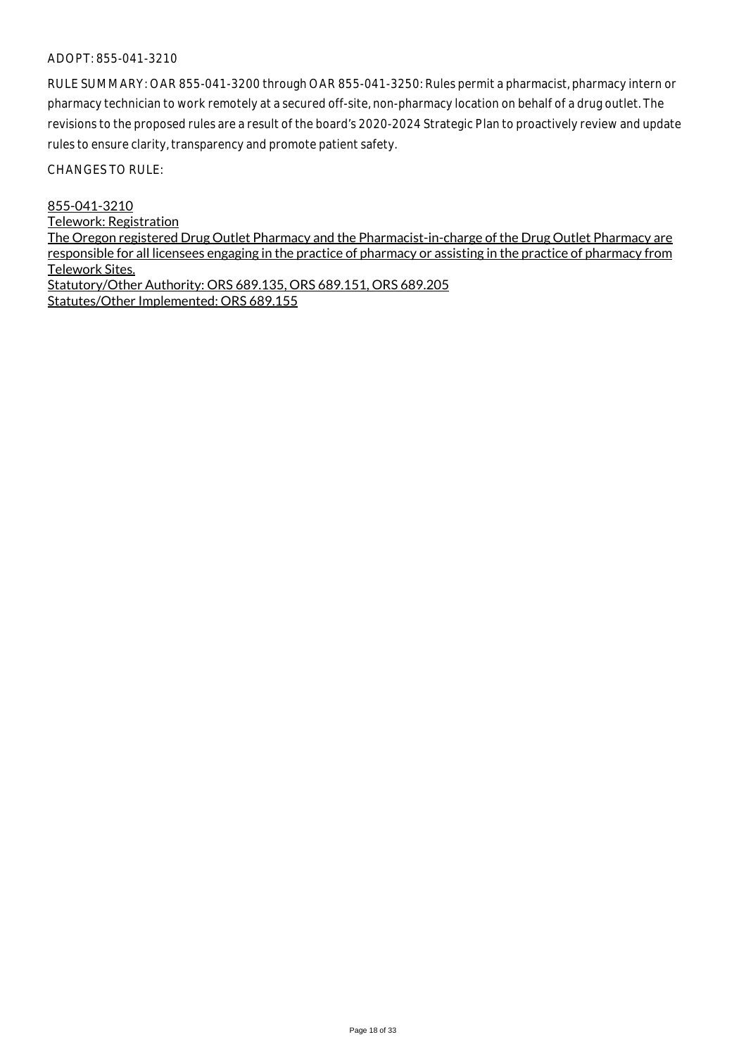ADOPT: 855-041-3210

RULE SUMMARY: OAR 855-041-3200 through OAR 855-041-3250: Rules permit a pharmacist, pharmacy intern or pharmacy technician to work remotely at a secured off-site, non-pharmacy location on behalf of a drug outlet. The revisions to the proposed rules are a result of the board's 2020-2024 Strategic Plan to proactively review and update rules to ensure clarity, transparency and promote patient safety.

CHANGES TO RULE:

855-041-3210
Telework: Registration
The Oregon registered Drug Outlet Pharmacy and the Pharmacist-in-charge of the Drug Outlet Pharmacy are responsible for all licensees engaging in the practice of pharmacy or assisting in the practice of pharmacy from Telework Sites.
Statutory/Other Authority: ORS 689.135, ORS 689.151, ORS 689.205
Statutes/Other Implemented: ORS 689.155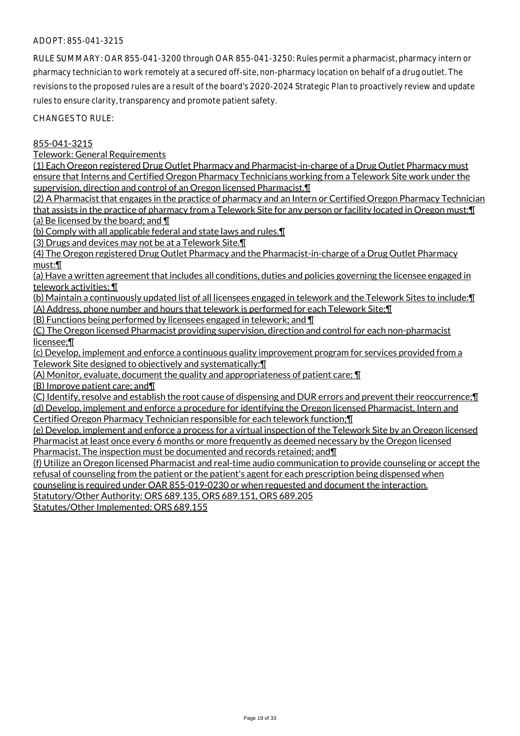ADOPT: 855-041-3215

RULE SUMMARY: OAR 855-041-3200 through OAR 855-041-3250: Rules permit a pharmacist, pharmacy intern or pharmacy technician to work remotely at a secured off-site, non-pharmacy location on behalf of a drug outlet. The revisions to the proposed rules are a result of the board's 2020-2024 Strategic Plan to proactively review and update rules to ensure clarity, transparency and promote patient safety.

CHANGES TO RULE:

855-041-3215
Telework: General Requirements
(1) Each Oregon registered Drug Outlet Pharmacy and Pharmacist-in-charge of a Drug Outlet Pharmacy must ensure that Interns and Certified Oregon Pharmacy Technicians working from a Telework Site work under the supervision, direction and control of an Oregon licensed Pharmacist.¶
(2) A Pharmacist that engages in the practice of pharmacy and an Intern or Certified Oregon Pharmacy Technician that assists in the practice of pharmacy from a Telework Site for any person or facility located in Oregon must:¶
(a) Be licensed by the board; and ¶
(b) Comply with all applicable federal and state laws and rules.¶
(3) Drugs and devices may not be at a Telework Site.¶
(4) The Oregon registered Drug Outlet Pharmacy and the Pharmacist-in-charge of a Drug Outlet Pharmacy must:¶
(a) Have a written agreement that includes all conditions, duties and policies governing the licensee engaged in telework activities; ¶
(b) Maintain a continuously updated list of all licensees engaged in telework and the Telework Sites to include:¶
(A) Address, phone number and hours that telework is performed for each Telework Site;¶
(B) Functions being performed by licensees engaged in telework; and ¶
(C) The Oregon licensed Pharmacist providing supervision, direction and control for each non-pharmacist licensee;¶
(c) Develop, implement and enforce a continuous quality improvement program for services provided from a Telework Site designed to objectively and systematically:¶
(A) Monitor, evaluate, document the quality and appropriateness of patient care; ¶
(B) Improve patient care; and¶
(C) Identify, resolve and establish the root cause of dispensing and DUR errors and prevent their reoccurrence;¶
(d) Develop, implement and enforce a procedure for identifying the Oregon licensed Pharmacist, Intern and Certified Oregon Pharmacy Technician responsible for each telework function;¶
(e) Develop, implement and enforce a process for a virtual inspection of the Telework Site by an Oregon licensed Pharmacist at least once every 6 months or more frequently as deemed necessary by the Oregon licensed Pharmacist. The inspection must be documented and records retained; and¶
(f) Utilize an Oregon licensed Pharmacist and real-time audio communication to provide counseling or accept the refusal of counseling from the patient or the patient's agent for each prescription being dispensed when counseling is required under OAR 855-019-0230 or when requested and document the interaction.
Statutory/Other Authority: ORS 689.135, ORS 689.151, ORS 689.205
Statutes/Other Implemented: ORS 689.155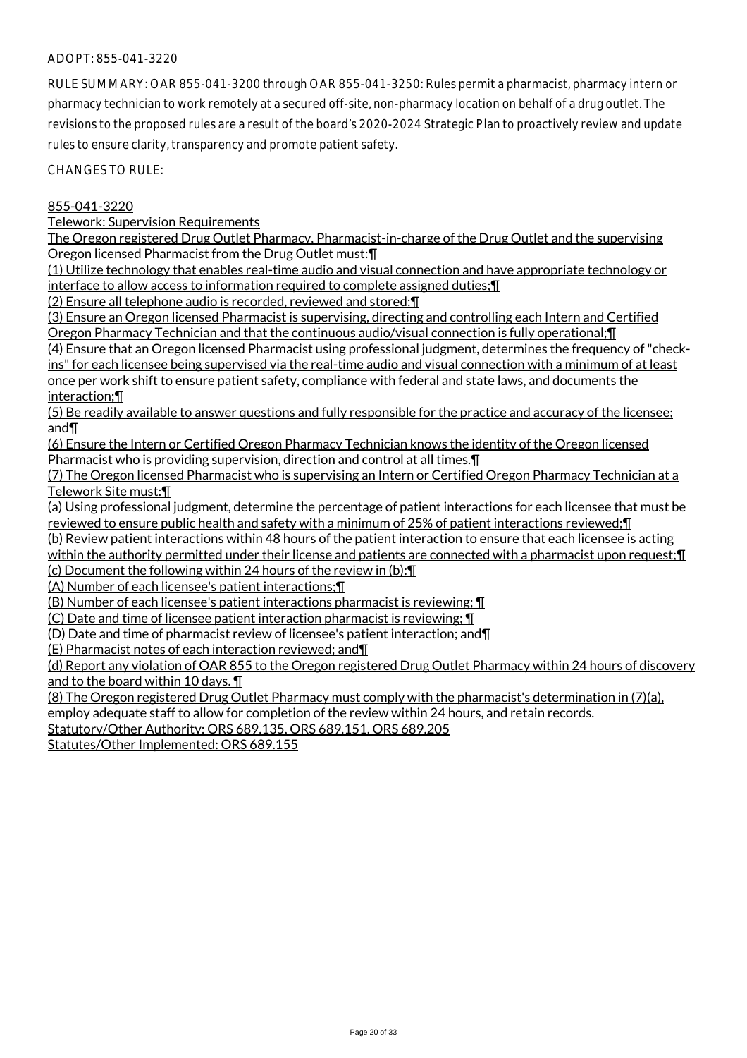ADOPT: 855-041-3220

RULE SUMMARY: OAR 855-041-3200 through OAR 855-041-3250: Rules permit a pharmacist, pharmacy intern or pharmacy technician to work remotely at a secured off-site, non-pharmacy location on behalf of a drug outlet. The revisions to the proposed rules are a result of the board's 2020-2024 Strategic Plan to proactively review and update rules to ensure clarity, transparency and promote patient safety.

CHANGES TO RULE:

855-041-3220

Telework: Supervision Requirements

The Oregon registered Drug Outlet Pharmacy, Pharmacist-in-charge of the Drug Outlet and the supervising Oregon licensed Pharmacist from the Drug Outlet must:¶

(1) Utilize technology that enables real-time audio and visual connection and have appropriate technology or interface to allow access to information required to complete assigned duties;¶

(2) Ensure all telephone audio is recorded, reviewed and stored;¶

(3) Ensure an Oregon licensed Pharmacist is supervising, directing and controlling each Intern and Certified Oregon Pharmacy Technician and that the continuous audio/visual connection is fully operational;¶

(4) Ensure that an Oregon licensed Pharmacist using professional judgment, determines the frequency of "check-ins" for each licensee being supervised via the real-time audio and visual connection with a minimum of at least once per work shift to ensure patient safety, compliance with federal and state laws, and documents the interaction;¶

(5) Be readily available to answer questions and fully responsible for the practice and accuracy of the licensee; and¶

(6) Ensure the Intern or Certified Oregon Pharmacy Technician knows the identity of the Oregon licensed Pharmacist who is providing supervision, direction and control at all times.¶

(7) The Oregon licensed Pharmacist who is supervising an Intern or Certified Oregon Pharmacy Technician at a Telework Site must:¶

(a) Using professional judgment, determine the percentage of patient interactions for each licensee that must be reviewed to ensure public health and safety with a minimum of 25% of patient interactions reviewed;¶

(b) Review patient interactions within 48 hours of the patient interaction to ensure that each licensee is acting within the authority permitted under their license and patients are connected with a pharmacist upon request;¶

(c) Document the following within 24 hours of the review in (b):¶

(A) Number of each licensee's patient interactions;¶

(B) Number of each licensee's patient interactions pharmacist is reviewing; ¶

(C) Date and time of licensee patient interaction pharmacist is reviewing; ¶

(D) Date and time of pharmacist review of licensee's patient interaction; and¶

(E) Pharmacist notes of each interaction reviewed; and¶

(d) Report any violation of OAR 855 to the Oregon registered Drug Outlet Pharmacy within 24 hours of discovery and to the board within 10 days. ¶

(8) The Oregon registered Drug Outlet Pharmacy must comply with the pharmacist's determination in (7)(a), employ adequate staff to allow for completion of the review within 24 hours, and retain records.

Statutory/Other Authority: ORS 689.135, ORS 689.151, ORS 689.205

Statutes/Other Implemented: ORS 689.155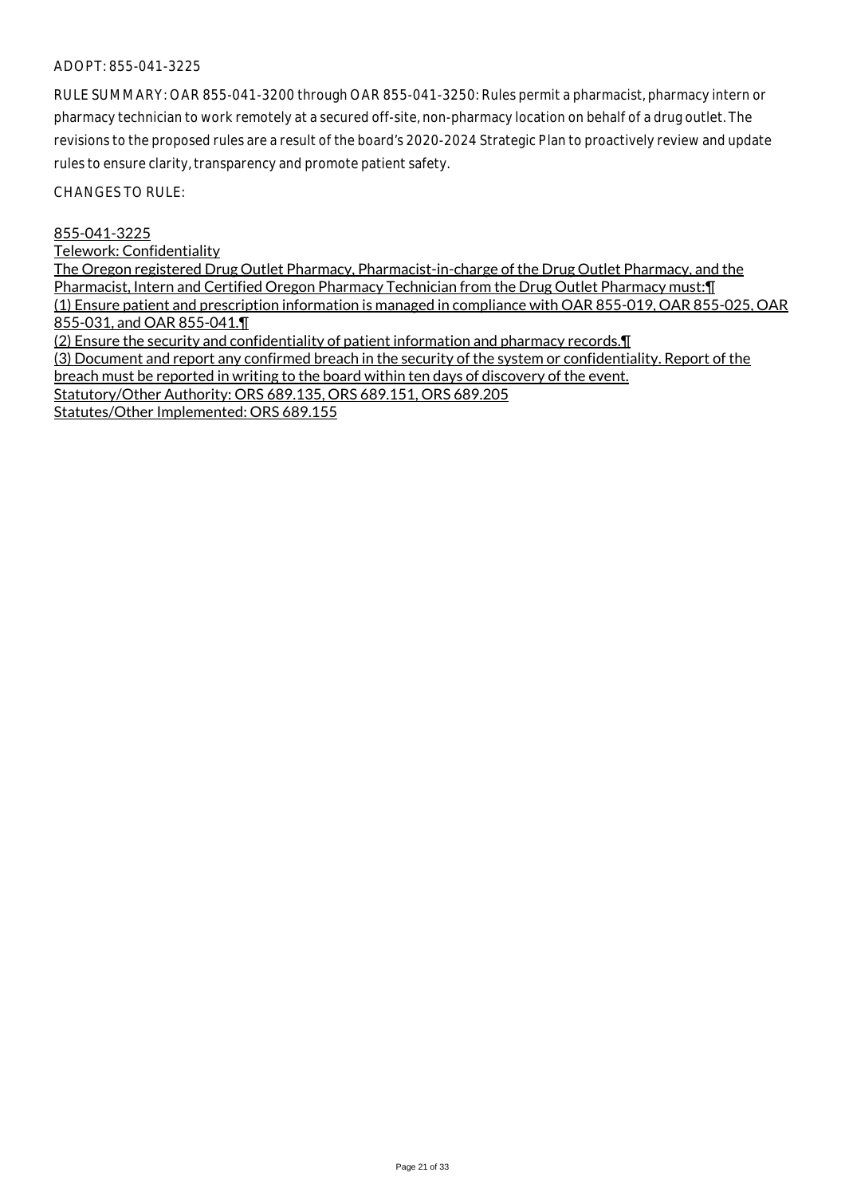ADOPT: 855-041-3225

RULE SUMMARY: OAR 855-041-3200 through OAR 855-041-3250: Rules permit a pharmacist, pharmacy intern or pharmacy technician to work remotely at a secured off-site, non-pharmacy location on behalf of a drug outlet. The revisions to the proposed rules are a result of the board's 2020-2024 Strategic Plan to proactively review and update rules to ensure clarity, transparency and promote patient safety.

CHANGES TO RULE:

855-041-3225
Telework: Confidentiality
The Oregon registered Drug Outlet Pharmacy, Pharmacist-in-charge of the Drug Outlet Pharmacy, and the Pharmacist, Intern and Certified Oregon Pharmacy Technician from the Drug Outlet Pharmacy must:¶
(1) Ensure patient and prescription information is managed in compliance with OAR 855-019, OAR 855-025, OAR 855-031, and OAR 855-041.¶
(2) Ensure the security and confidentiality of patient information and pharmacy records.¶
(3) Document and report any confirmed breach in the security of the system or confidentiality. Report of the breach must be reported in writing to the board within ten days of discovery of the event.
Statutory/Other Authority: ORS 689.135, ORS 689.151, ORS 689.205
Statutes/Other Implemented: ORS 689.155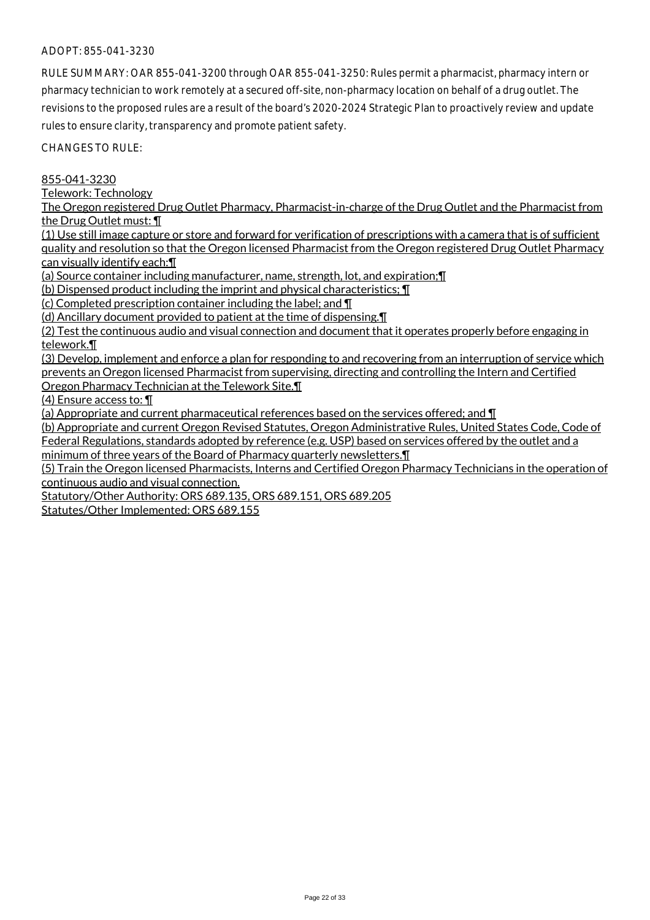ADOPT: 855-041-3230

RULE SUMMARY: OAR 855-041-3200 through OAR 855-041-3250: Rules permit a pharmacist, pharmacy intern or pharmacy technician to work remotely at a secured off-site, non-pharmacy location on behalf of a drug outlet. The revisions to the proposed rules are a result of the board's 2020-2024 Strategic Plan to proactively review and update rules to ensure clarity, transparency and promote patient safety.

CHANGES TO RULE:

855-041-3230

Telework: Technology

The Oregon registered Drug Outlet Pharmacy, Pharmacist-in-charge of the Drug Outlet and the Pharmacist from the Drug Outlet must: ¶

(1) Use still image capture or store and forward for verification of prescriptions with a camera that is of sufficient quality and resolution so that the Oregon licensed Pharmacist from the Oregon registered Drug Outlet Pharmacy can visually identify each:¶

(a) Source container including manufacturer, name, strength, lot, and expiration;¶

(b) Dispensed product including the imprint and physical characteristics; ¶

(c) Completed prescription container including the label; and ¶

(d) Ancillary document provided to patient at the time of dispensing.¶

(2) Test the continuous audio and visual connection and document that it operates properly before engaging in telework.¶

(3) Develop, implement and enforce a plan for responding to and recovering from an interruption of service which prevents an Oregon licensed Pharmacist from supervising, directing and controlling the Intern and Certified Oregon Pharmacy Technician at the Telework Site.¶

(4) Ensure access to: ¶

(a) Appropriate and current pharmaceutical references based on the services offered; and ¶

(b) Appropriate and current Oregon Revised Statutes, Oregon Administrative Rules, United States Code, Code of Federal Regulations, standards adopted by reference (e.g. USP) based on services offered by the outlet and a minimum of three years of the Board of Pharmacy quarterly newsletters.¶

(5) Train the Oregon licensed Pharmacists, Interns and Certified Oregon Pharmacy Technicians in the operation of continuous audio and visual connection.

Statutory/Other Authority: ORS 689.135, ORS 689.151, ORS 689.205

Statutes/Other Implemented: ORS 689.155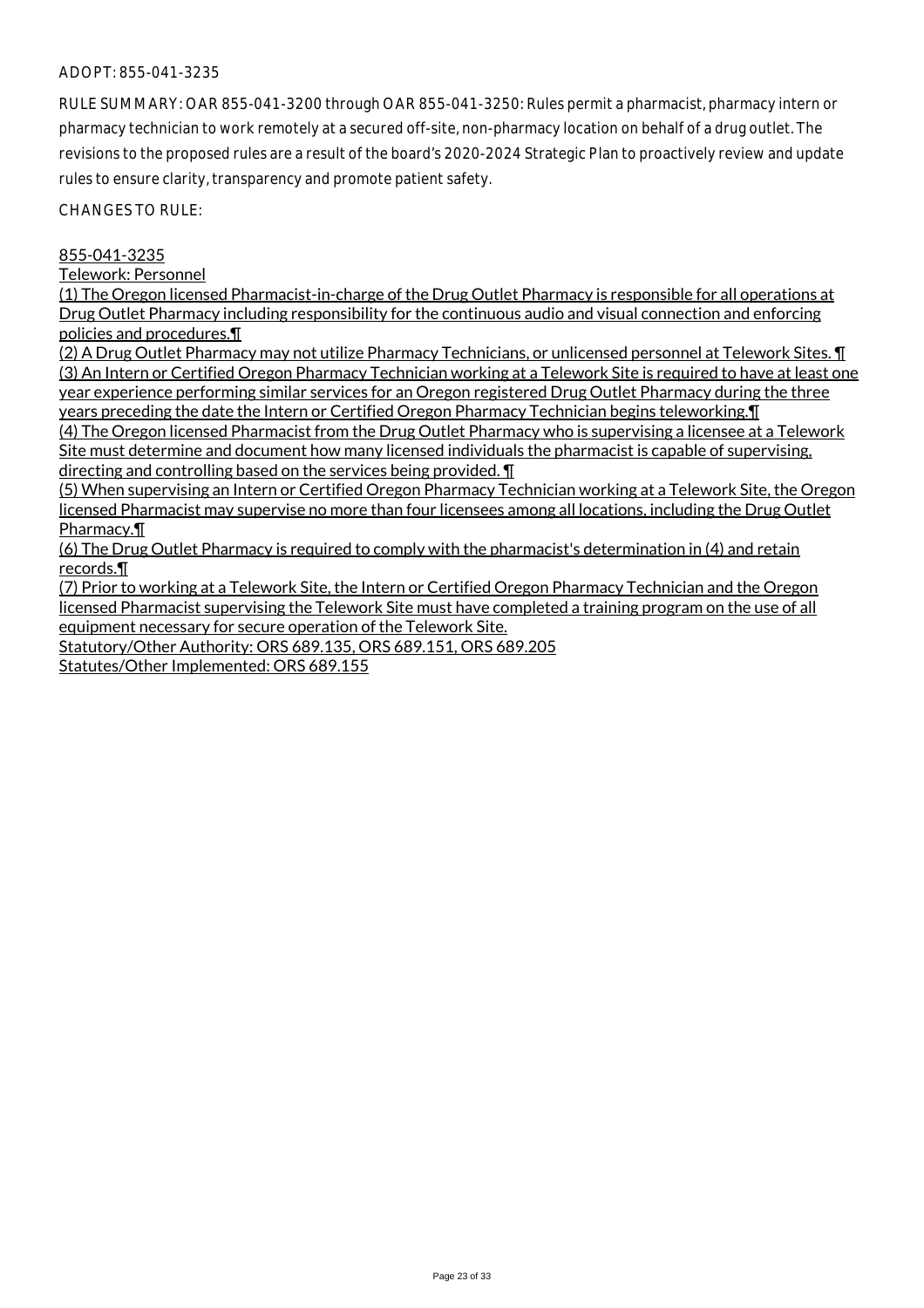ADOPT: 855-041-3235

RULE SUMMARY: OAR 855-041-3200 through OAR 855-041-3250: Rules permit a pharmacist, pharmacy intern or pharmacy technician to work remotely at a secured off-site, non-pharmacy location on behalf of a drug outlet. The revisions to the proposed rules are a result of the board's 2020-2024 Strategic Plan to proactively review and update rules to ensure clarity, transparency and promote patient safety.

CHANGES TO RULE:

855-041-3235

Telework: Personnel

(1) The Oregon licensed Pharmacist-in-charge of the Drug Outlet Pharmacy is responsible for all operations at Drug Outlet Pharmacy including responsibility for the continuous audio and visual connection and enforcing policies and procedures.¶

(2) A Drug Outlet Pharmacy may not utilize Pharmacy Technicians, or unlicensed personnel at Telework Sites. ¶

(3) An Intern or Certified Oregon Pharmacy Technician working at a Telework Site is required to have at least one year experience performing similar services for an Oregon registered Drug Outlet Pharmacy during the three years preceding the date the Intern or Certified Oregon Pharmacy Technician begins teleworking.¶

(4) The Oregon licensed Pharmacist from the Drug Outlet Pharmacy who is supervising a licensee at a Telework Site must determine and document how many licensed individuals the pharmacist is capable of supervising, directing and controlling based on the services being provided. ¶

(5) When supervising an Intern or Certified Oregon Pharmacy Technician working at a Telework Site, the Oregon licensed Pharmacist may supervise no more than four licensees among all locations, including the Drug Outlet Pharmacy.¶

(6) The Drug Outlet Pharmacy is required to comply with the pharmacist's determination in (4) and retain records.¶

(7) Prior to working at a Telework Site, the Intern or Certified Oregon Pharmacy Technician and the Oregon licensed Pharmacist supervising the Telework Site must have completed a training program on the use of all equipment necessary for secure operation of the Telework Site.

Statutory/Other Authority: ORS 689.135, ORS 689.151, ORS 689.205

Statutes/Other Implemented: ORS 689.155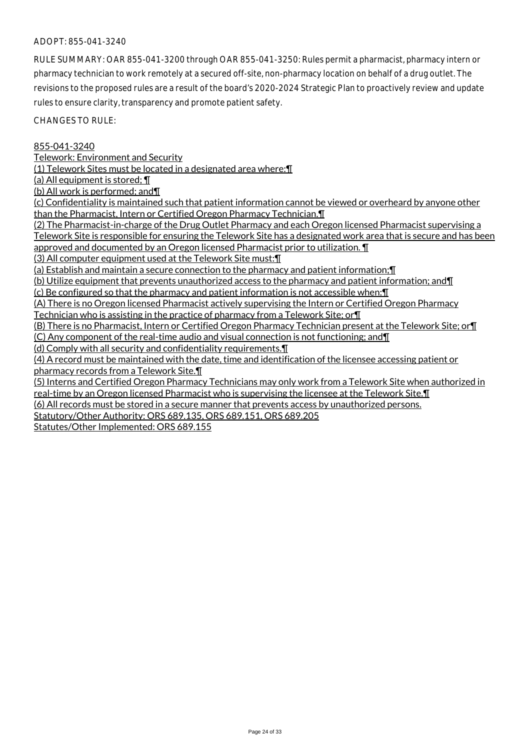ADOPT: 855-041-3240

RULE SUMMARY: OAR 855-041-3200 through OAR 855-041-3250: Rules permit a pharmacist, pharmacy intern or pharmacy technician to work remotely at a secured off-site, non-pharmacy location on behalf of a drug outlet. The revisions to the proposed rules are a result of the board's 2020-2024 Strategic Plan to proactively review and update rules to ensure clarity, transparency and promote patient safety.

CHANGES TO RULE:

855-041-3240

Telework: Environment and Security

(1) Telework Sites must be located in a designated area where:¶

(a) All equipment is stored; ¶

(b) All work is performed; and¶

(c) Confidentiality is maintained such that patient information cannot be viewed or overheard by anyone other than the Pharmacist, Intern or Certified Oregon Pharmacy Technician.¶

(2) The Pharmacist-in-charge of the Drug Outlet Pharmacy and each Oregon licensed Pharmacist supervising a Telework Site is responsible for ensuring the Telework Site has a designated work area that is secure and has been approved and documented by an Oregon licensed Pharmacist prior to utilization. ¶

(3) All computer equipment used at the Telework Site must:¶

(a) Establish and maintain a secure connection to the pharmacy and patient information;¶

(b) Utilize equipment that prevents unauthorized access to the pharmacy and patient information; and¶

(c) Be configured so that the pharmacy and patient information is not accessible when:¶

(A) There is no Oregon licensed Pharmacist actively supervising the Intern or Certified Oregon Pharmacy Technician who is assisting in the practice of pharmacy from a Telework Site; or¶

(B) There is no Pharmacist, Intern or Certified Oregon Pharmacy Technician present at the Telework Site; or¶

(C) Any component of the real-time audio and visual connection is not functioning; and¶

(d) Comply with all security and confidentiality requirements.¶

(4) A record must be maintained with the date, time and identification of the licensee accessing patient or pharmacy records from a Telework Site.¶

(5) Interns and Certified Oregon Pharmacy Technicians may only work from a Telework Site when authorized in real-time by an Oregon licensed Pharmacist who is supervising the licensee at the Telework Site.¶

(6) All records must be stored in a secure manner that prevents access by unauthorized persons.

Statutory/Other Authority: ORS 689.135, ORS 689.151, ORS 689.205

Statutes/Other Implemented: ORS 689.155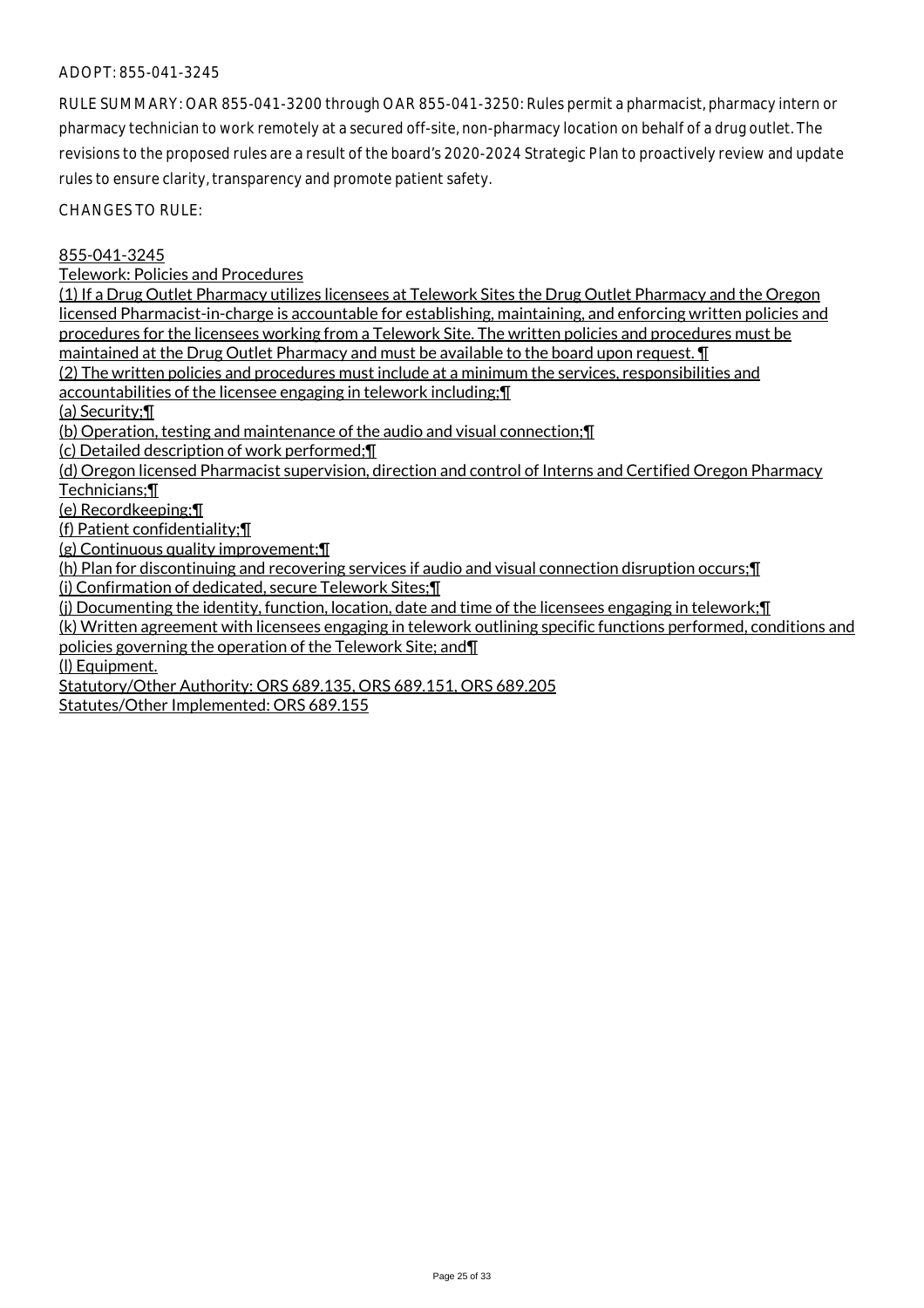ADOPT: 855-041-3245

RULE SUMMARY: OAR 855-041-3200 through OAR 855-041-3250: Rules permit a pharmacist, pharmacy intern or pharmacy technician to work remotely at a secured off-site, non-pharmacy location on behalf of a drug outlet. The revisions to the proposed rules are a result of the board's 2020-2024 Strategic Plan to proactively review and update rules to ensure clarity, transparency and promote patient safety.

CHANGES TO RULE:

855-041-3245

Telework: Policies and Procedures

(1) If a Drug Outlet Pharmacy utilizes licensees at Telework Sites the Drug Outlet Pharmacy and the Oregon licensed Pharmacist-in-charge is accountable for establishing, maintaining, and enforcing written policies and procedures for the licensees working from a Telework Site. The written policies and procedures must be maintained at the Drug Outlet Pharmacy and must be available to the board upon request. ¶

(2) The written policies and procedures must include at a minimum the services, responsibilities and accountabilities of the licensee engaging in telework including;¶

(a) Security;¶

(b) Operation, testing and maintenance of the audio and visual connection;¶

(c) Detailed description of work performed;¶

(d) Oregon licensed Pharmacist supervision, direction and control of Interns and Certified Oregon Pharmacy Technicians;¶

(e) Recordkeeping;¶

(f) Patient confidentiality;¶

(g) Continuous quality improvement;¶

(h) Plan for discontinuing and recovering services if audio and visual connection disruption occurs;¶

(i) Confirmation of dedicated, secure Telework Sites;¶

(j) Documenting the identity, function, location, date and time of the licensees engaging in telework;¶

(k) Written agreement with licensees engaging in telework outlining specific functions performed, conditions and policies governing the operation of the Telework Site; and¶

(l) Equipment.

Statutory/Other Authority: ORS 689.135, ORS 689.151, ORS 689.205

Statutes/Other Implemented: ORS 689.155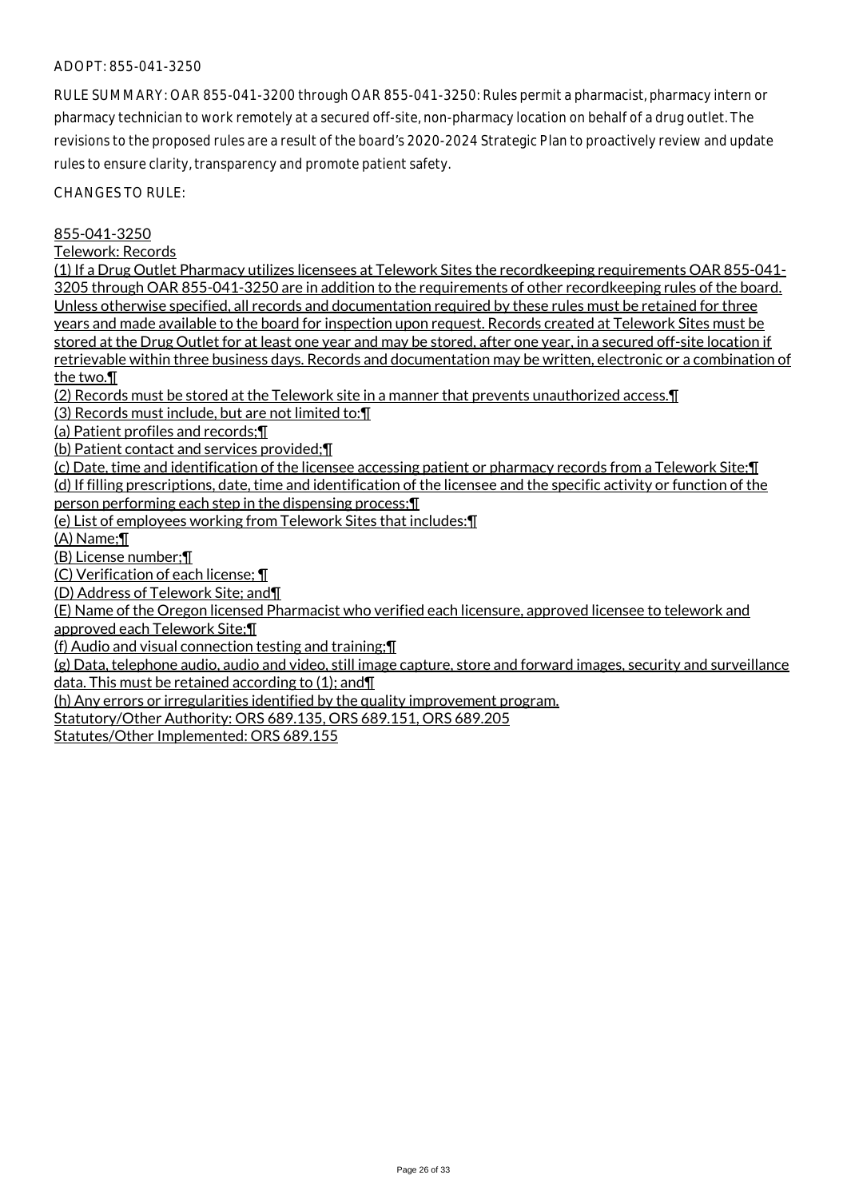ADOPT: 855-041-3250

RULE SUMMARY: OAR 855-041-3200 through OAR 855-041-3250: Rules permit a pharmacist, pharmacy intern or pharmacy technician to work remotely at a secured off-site, non-pharmacy location on behalf of a drug outlet. The revisions to the proposed rules are a result of the board's 2020-2024 Strategic Plan to proactively review and update rules to ensure clarity, transparency and promote patient safety.

CHANGES TO RULE:

855-041-3250

Telework: Records

(1) If a Drug Outlet Pharmacy utilizes licensees at Telework Sites the recordkeeping requirements OAR 855-041-3205 through OAR 855-041-3250 are in addition to the requirements of other recordkeeping rules of the board. Unless otherwise specified, all records and documentation required by these rules must be retained for three years and made available to the board for inspection upon request. Records created at Telework Sites must be stored at the Drug Outlet for at least one year and may be stored, after one year, in a secured off-site location if retrievable within three business days. Records and documentation may be written, electronic or a combination of the two.¶

(2) Records must be stored at the Telework site in a manner that prevents unauthorized access.¶

(3) Records must include, but are not limited to:¶

(a) Patient profiles and records;¶

(b) Patient contact and services provided;¶

(c) Date, time and identification of the licensee accessing patient or pharmacy records from a Telework Site;¶

(d) If filling prescriptions, date, time and identification of the licensee and the specific activity or function of the person performing each step in the dispensing process;¶

(e) List of employees working from Telework Sites that includes:¶

(A) Name;¶

(B) License number;¶

(C) Verification of each license; ¶

(D) Address of Telework Site; and¶

(E) Name of the Oregon licensed Pharmacist who verified each licensure, approved licensee to telework and approved each Telework Site;¶

(f) Audio and visual connection testing and training;¶

(g) Data, telephone audio, audio and video, still image capture, store and forward images, security and surveillance data. This must be retained according to (1); and¶

(h) Any errors or irregularities identified by the quality improvement program.

Statutory/Other Authority: ORS 689.135, ORS 689.151, ORS 689.205

Statutes/Other Implemented: ORS 689.155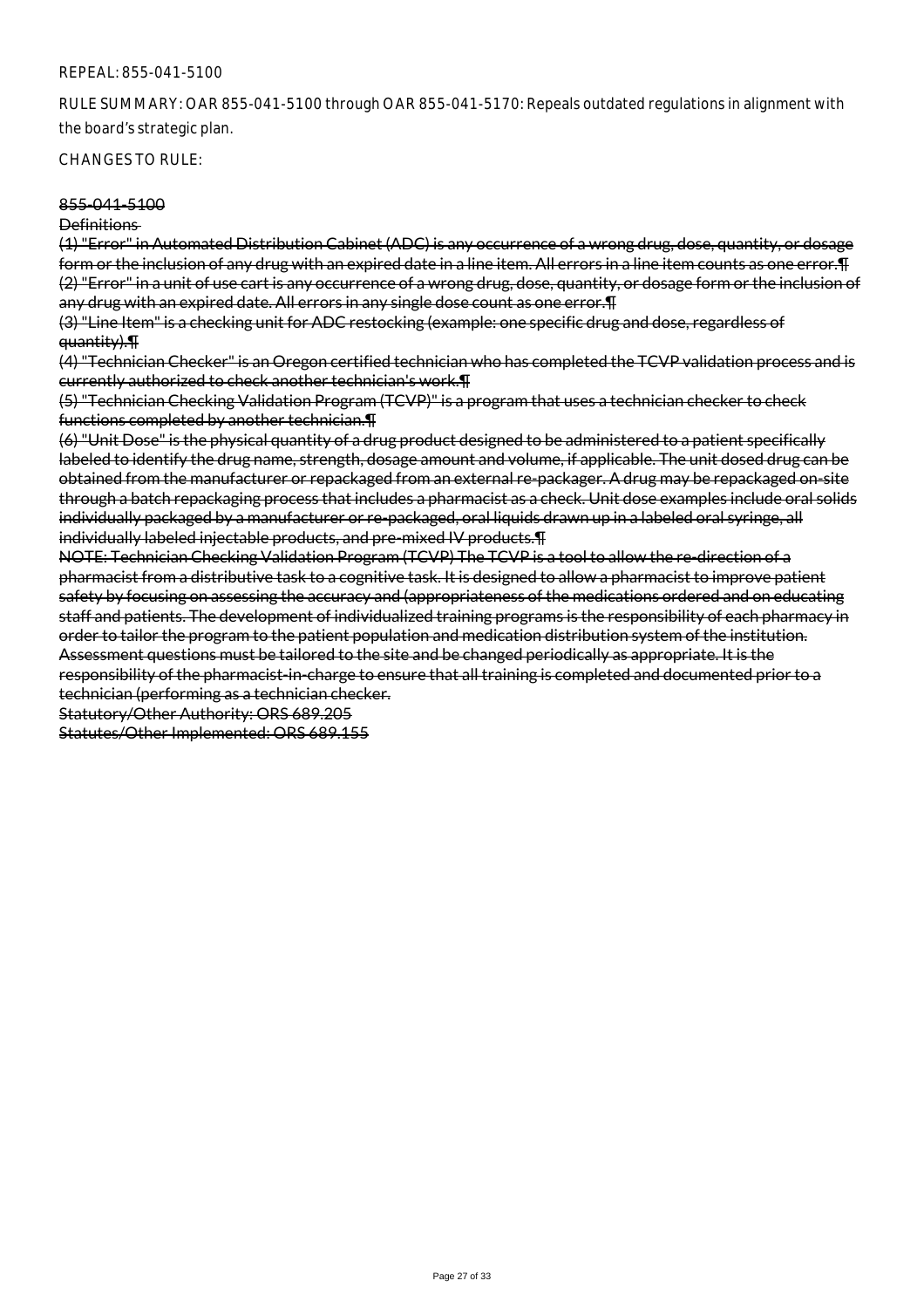REPEAL: 855-041-5100

RULE SUMMARY: OAR 855-041-5100 through OAR 855-041-5170: Repeals outdated regulations in alignment with the board's strategic plan.

CHANGES TO RULE:

~~855-041-5100~~

~~Definitions~~

~~(1) "Error" in Automated Distribution Cabinet (ADC) is any occurrence of a wrong drug, dose, quantity, or dosage form or the inclusion of any drug with an expired date in a line item. All errors in a line item counts as one error.¶~~
~~(2) "Error" in a unit of use cart is any occurrence of a wrong drug, dose, quantity, or dosage form or the inclusion of any drug with an expired date. All errors in any single dose count as one error.¶~~
~~(3) "Line Item" is a checking unit for ADC restocking (example: one specific drug and dose, regardless of quantity).¶~~
~~(4) "Technician Checker" is an Oregon certified technician who has completed the TCVP validation process and is currently authorized to check another technician's work.¶~~
~~(5) "Technician Checking Validation Program (TCVP)" is a program that uses a technician checker to check functions completed by another technician.¶~~
~~(6) "Unit Dose" is the physical quantity of a drug product designed to be administered to a patient specifically labeled to identify the drug name, strength, dosage amount and volume, if applicable. The unit dosed drug can be obtained from the manufacturer or repackaged from an external re-packager. A drug may be repackaged on-site through a batch repackaging process that includes a pharmacist as a check. Unit dose examples include oral solids individually packaged by a manufacturer or re-packaged, oral liquids drawn up in a labeled oral syringe, all individually labeled injectable products, and pre-mixed IV products.¶~~
~~NOTE: Technician Checking Validation Program (TCVP) The TCVP is a tool to allow the re-direction of a pharmacist from a distributive task to a cognitive task. It is designed to allow a pharmacist to improve patient safety by focusing on assessing the accuracy and (appropriateness of the medications ordered and on educating staff and patients. The development of individualized training programs is the responsibility of each pharmacy in order to tailor the program to the patient population and medication distribution system of the institution. Assessment questions must be tailored to the site and be changed periodically as appropriate. It is the responsibility of the pharmacist-in-charge to ensure that all training is completed and documented prior to a technician (performing as a technician checker.~~
~~Statutory/Other Authority: ORS 689.205~~
~~Statutes/Other Implemented: ORS 689.155~~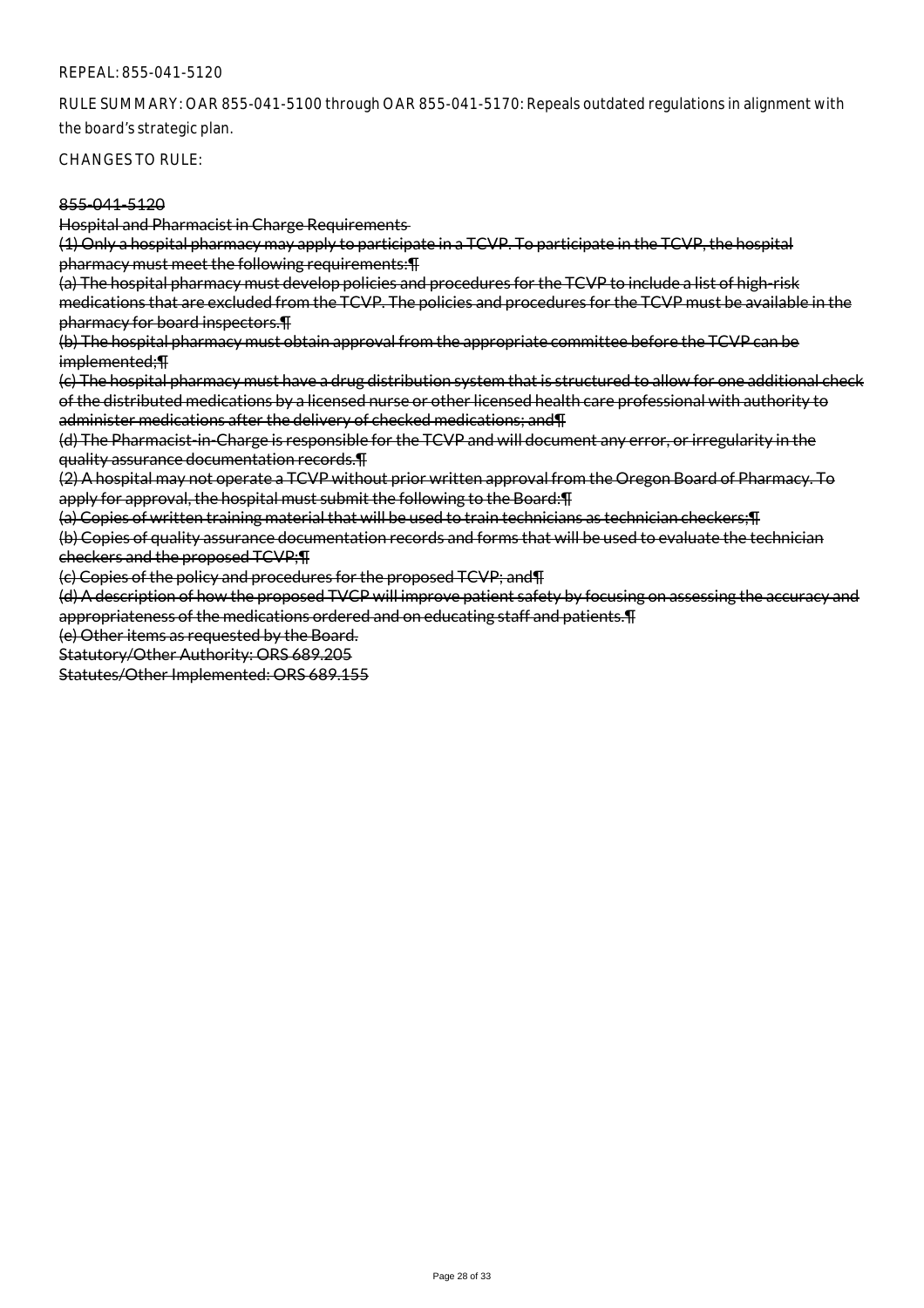REPEAL: 855-041-5120

RULE SUMMARY: OAR 855-041-5100 through OAR 855-041-5170: Repeals outdated regulations in alignment with the board's strategic plan.

CHANGES TO RULE:

~~855-041-5120~~

~~Hospital and Pharmacist in Charge Requirements~~

~~(1) Only a hospital pharmacy may apply to participate in a TCVP. To participate in the TCVP, the hospital pharmacy must meet the following requirements:¶~~

~~(a) The hospital pharmacy must develop policies and procedures for the TCVP to include a list of high-risk medications that are excluded from the TCVP. The policies and procedures for the TCVP must be available in the pharmacy for board inspectors.¶~~

~~(b) The hospital pharmacy must obtain approval from the appropriate committee before the TCVP can be implemented;¶~~

~~(c) The hospital pharmacy must have a drug distribution system that is structured to allow for one additional check of the distributed medications by a licensed nurse or other licensed health care professional with authority to administer medications after the delivery of checked medications; and¶~~

~~(d) The Pharmacist-in-Charge is responsible for the TCVP and will document any error, or irregularity in the quality assurance documentation records.¶~~

~~(2) A hospital may not operate a TCVP without prior written approval from the Oregon Board of Pharmacy. To apply for approval, the hospital must submit the following to the Board:¶~~

~~(a) Copies of written training material that will be used to train technicians as technician checkers;¶~~

~~(b) Copies of quality assurance documentation records and forms that will be used to evaluate the technician checkers and the proposed TCVP;¶~~

~~(c) Copies of the policy and procedures for the proposed TCVP; and¶~~

~~(d) A description of how the proposed TVCP will improve patient safety by focusing on assessing the accuracy and appropriateness of the medications ordered and on educating staff and patients.¶~~

~~(e) Other items as requested by the Board.~~

~~Statutory/Other Authority: ORS 689.205~~

~~Statutes/Other Implemented: ORS 689.155~~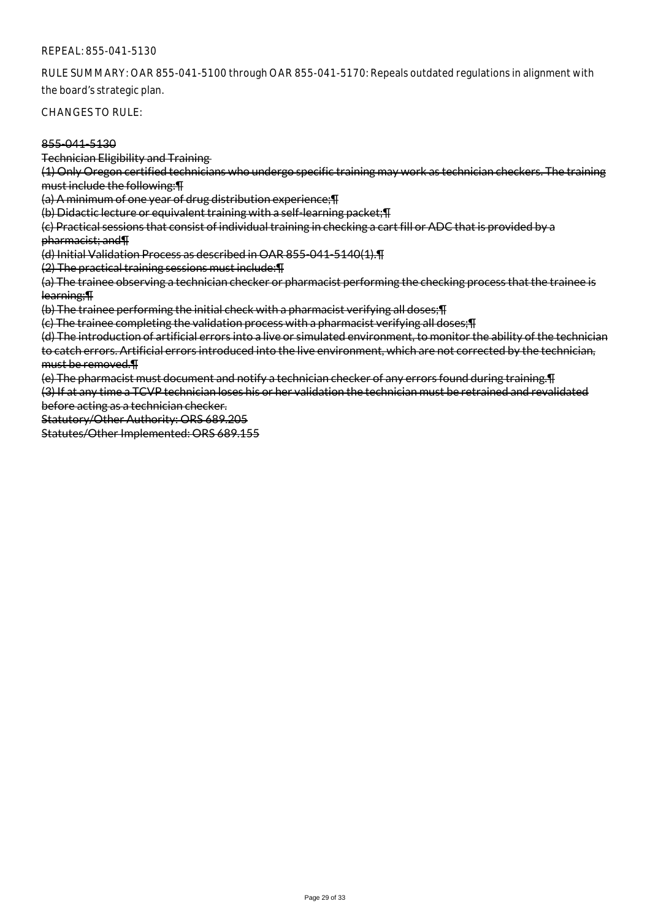REPEAL: 855-041-5130

RULE SUMMARY: OAR 855-041-5100 through OAR 855-041-5170: Repeals outdated regulations in alignment with the board's strategic plan.

CHANGES TO RULE:

~~855-041-5130~~

~~Technician Eligibility and Training~~

~~(1) Only Oregon certified technicians who undergo specific training may work as technician checkers. The training must include the following:¶~~

~~(a) A minimum of one year of drug distribution experience;¶~~

~~(b) Didactic lecture or equivalent training with a self-learning packet;¶~~

~~(c) Practical sessions that consist of individual training in checking a cart fill or ADC that is provided by a pharmacist; and¶~~

~~(d) Initial Validation Process as described in OAR 855-041-5140(1).¶~~

~~(2) The practical training sessions must include:¶~~

~~(a) The trainee observing a technician checker or pharmacist performing the checking process that the trainee is learning;¶~~

~~(b) The trainee performing the initial check with a pharmacist verifying all doses;¶~~

~~(c) The trainee completing the validation process with a pharmacist verifying all doses;¶~~

~~(d) The introduction of artificial errors into a live or simulated environment, to monitor the ability of the technician to catch errors. Artificial errors introduced into the live environment, which are not corrected by the technician, must be removed.¶~~

~~(e) The pharmacist must document and notify a technician checker of any errors found during training.¶~~

~~(3) If at any time a TCVP technician loses his or her validation the technician must be retrained and revalidated before acting as a technician checker.~~

~~Statutory/Other Authority: ORS 689.205~~

~~Statutes/Other Implemented: ORS 689.155~~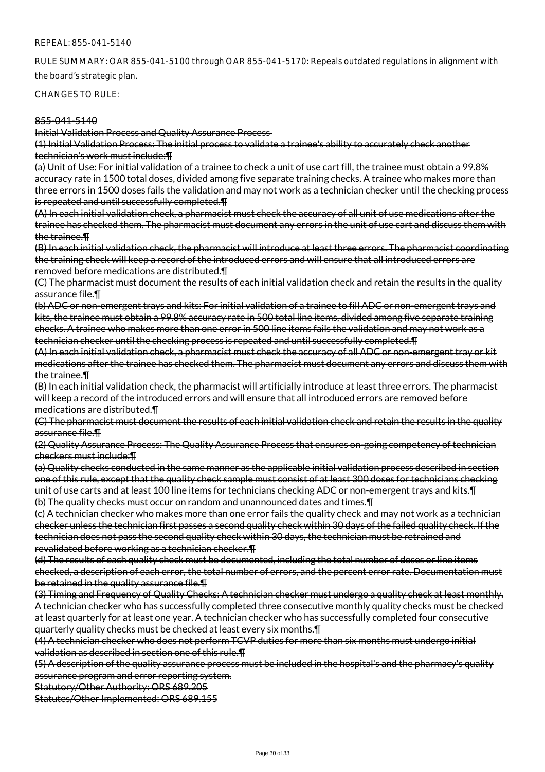REPEAL: 855-041-5140

RULE SUMMARY: OAR 855-041-5100 through OAR 855-041-5170: Repeals outdated regulations in alignment with the board's strategic plan.

CHANGES TO RULE:

~~855-041-5140~~

~~Initial Validation Process and Quality Assurance Process~~

~~(1) Initial Validation Process: The initial process to validate a trainee's ability to accurately check another technician's work must include:¶~~

~~(a) Unit of Use: For initial validation of a trainee to check a unit of use cart fill, the trainee must obtain a 99.8% accuracy rate in 1500 total doses, divided among five separate training checks. A trainee who makes more than three errors in 1500 doses fails the validation and may not work as a technician checker until the checking process is repeated and until successfully completed.¶~~

~~(A) In each initial validation check, a pharmacist must check the accuracy of all unit of use medications after the trainee has checked them. The pharmacist must document any errors in the unit of use cart and discuss them with the trainee.¶~~

~~(B) In each initial validation check, the pharmacist will introduce at least three errors. The pharmacist coordinating the training check will keep a record of the introduced errors and will ensure that all introduced errors are removed before medications are distributed.¶~~

~~(C) The pharmacist must document the results of each initial validation check and retain the results in the quality assurance file.¶~~

~~(b) ADC or non-emergent trays and kits: For initial validation of a trainee to fill ADC or non-emergent trays and kits, the trainee must obtain a 99.8% accuracy rate in 500 total line items, divided among five separate training checks. A trainee who makes more than one error in 500 line items fails the validation and may not work as a technician checker until the checking process is repeated and until successfully completed.¶~~

~~(A) In each initial validation check, a pharmacist must check the accuracy of all ADC or non-emergent tray or kit medications after the trainee has checked them. The pharmacist must document any errors and discuss them with the trainee.¶~~

~~(B) In each initial validation check, the pharmacist will artificially introduce at least three errors. The pharmacist will keep a record of the introduced errors and will ensure that all introduced errors are removed before medications are distributed.¶~~

~~(C) The pharmacist must document the results of each initial validation check and retain the results in the quality assurance file.¶~~

~~(2) Quality Assurance Process: The Quality Assurance Process that ensures on-going competency of technician checkers must include:¶~~

~~(a) Quality checks conducted in the same manner as the applicable initial validation process described in section one of this rule, except that the quality check sample must consist of at least 300 doses for technicians checking unit of use carts and at least 100 line items for technicians checking ADC or non-emergent trays and kits.¶~~

~~(b) The quality checks must occur on random and unannounced dates and times.¶~~

~~(c) A technician checker who makes more than one error fails the quality check and may not work as a technician checker unless the technician first passes a second quality check within 30 days of the failed quality check. If the technician does not pass the second quality check within 30 days, the technician must be retrained and revalidated before working as a technician checker.¶~~

~~(d) The results of each quality check must be documented, including the total number of doses or line items checked, a description of each error, the total number of errors, and the percent error rate. Documentation must be retained in the quality assurance file.¶~~

~~(3) Timing and Frequency of Quality Checks: A technician checker must undergo a quality check at least monthly. A technician checker who has successfully completed three consecutive monthly quality checks must be checked at least quarterly for at least one year. A technician checker who has successfully completed four consecutive quarterly quality checks must be checked at least every six months.¶~~

~~(4) A technician checker who does not perform TCVP duties for more than six months must undergo initial validation as described in section one of this rule.¶~~

~~(5) A description of the quality assurance process must be included in the hospital's and the pharmacy's quality assurance program and error reporting system.~~

~~Statutory/Other Authority: ORS 689.205~~

~~Statutes/Other Implemented: ORS 689.155~~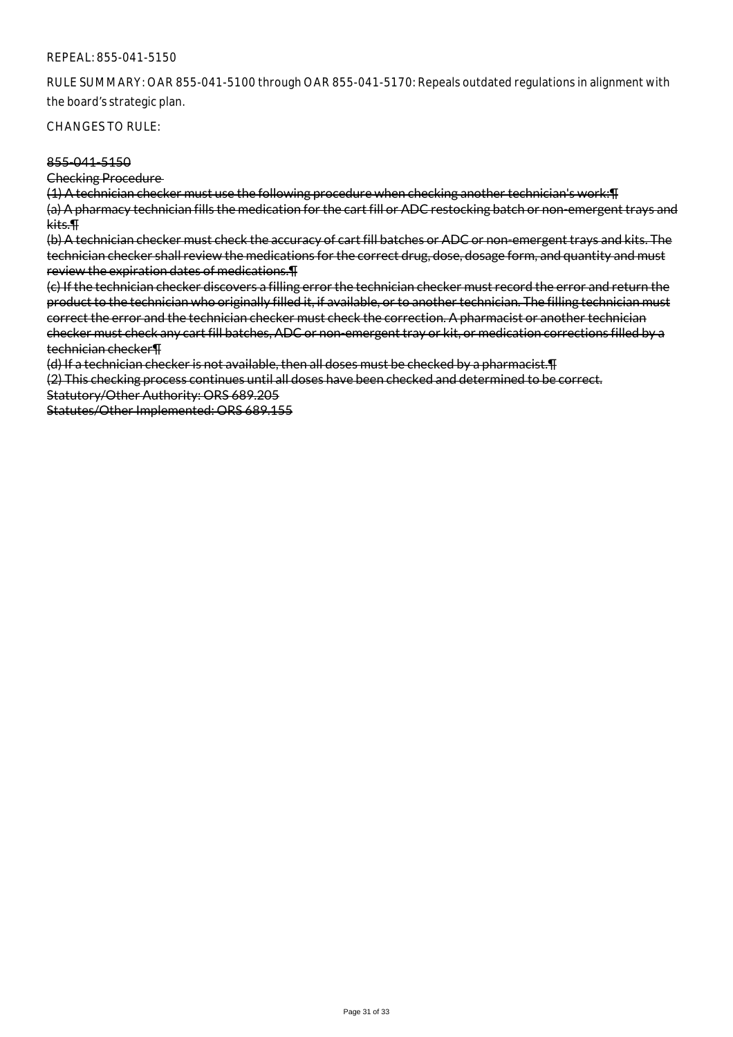REPEAL: 855-041-5150

RULE SUMMARY: OAR 855-041-5100 through OAR 855-041-5170: Repeals outdated regulations in alignment with the board's strategic plan.

CHANGES TO RULE:

~~855-041-5150~~

~~Checking Procedure~~

~~(1) A technician checker must use the following procedure when checking another technician's work:¶~~
~~(a) A pharmacy technician fills the medication for the cart fill or ADC restocking batch or non-emergent trays and kits.¶~~
~~(b) A technician checker must check the accuracy of cart fill batches or ADC or non-emergent trays and kits. The technician checker shall review the medications for the correct drug, dose, dosage form, and quantity and must review the expiration dates of medications.¶~~
~~(c) If the technician checker discovers a filling error the technician checker must record the error and return the product to the technician who originally filled it, if available, or to another technician. The filling technician must correct the error and the technician checker must check the correction. A pharmacist or another technician checker must check any cart fill batches, ADC or non-emergent tray or kit, or medication corrections filled by a technician checker¶~~
~~(d) If a technician checker is not available, then all doses must be checked by a pharmacist.¶~~
~~(2) This checking process continues until all doses have been checked and determined to be correct.~~
~~Statutory/Other Authority: ORS 689.205~~
~~Statutes/Other Implemented: ORS 689.155~~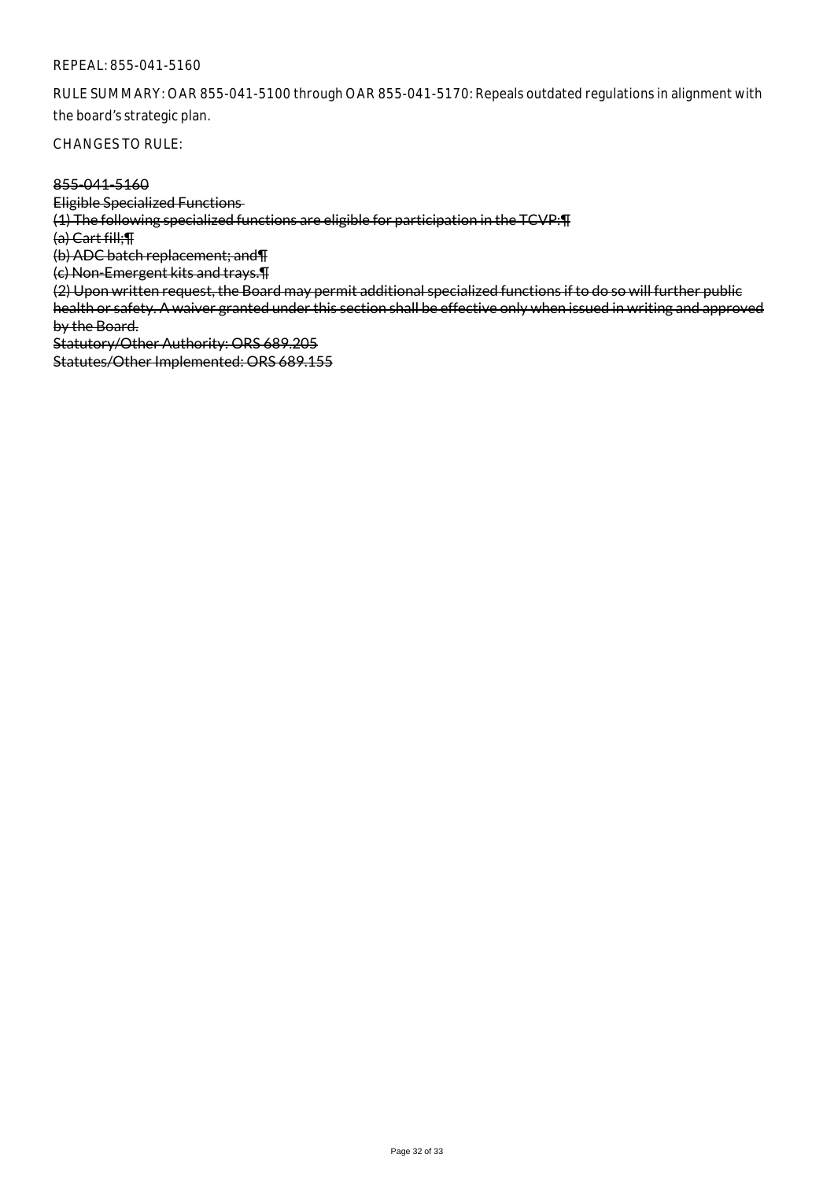REPEAL: 855-041-5160

RULE SUMMARY: OAR 855-041-5100 through OAR 855-041-5170: Repeals outdated regulations in alignment with the board's strategic plan.

CHANGES TO RULE:

~~855-041-5160~~
~~Eligible Specialized Functions~~
~~(1) The following specialized functions are eligible for participation in the TCVP:¶~~
~~(a) Cart fill;¶~~
~~(b) ADC batch replacement; and¶~~
~~(c) Non-Emergent kits and trays.¶~~
~~(2) Upon written request, the Board may permit additional specialized functions if to do so will further public health or safety. A waiver granted under this section shall be effective only when issued in writing and approved by the Board.~~
~~Statutory/Other Authority: ORS 689.205~~
~~Statutes/Other Implemented: ORS 689.155~~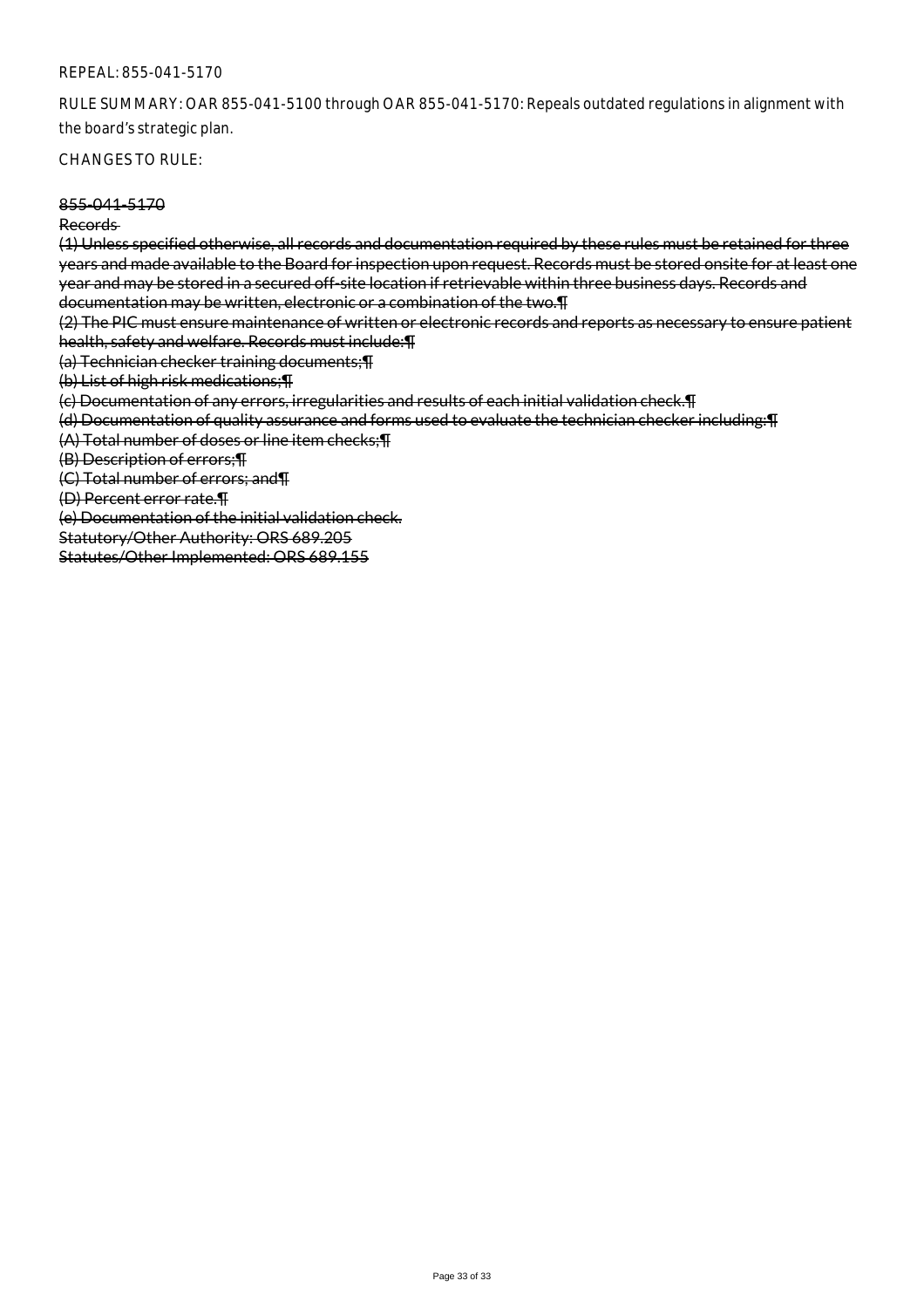REPEAL: 855-041-5170

RULE SUMMARY: OAR 855-041-5100 through OAR 855-041-5170: Repeals outdated regulations in alignment with the board's strategic plan.

CHANGES TO RULE:

~~855-041-5170~~

~~Records~~

~~(1) Unless specified otherwise, all records and documentation required by these rules must be retained for three years and made available to the Board for inspection upon request. Records must be stored onsite for at least one year and may be stored in a secured off-site location if retrievable within three business days. Records and documentation may be written, electronic or a combination of the two.¶~~

~~(2) The PIC must ensure maintenance of written or electronic records and reports as necessary to ensure patient health, safety and welfare. Records must include:¶~~

~~(a) Technician checker training documents;¶~~

~~(b) List of high risk medications;¶~~

~~(c) Documentation of any errors, irregularities and results of each initial validation check.¶~~

~~(d) Documentation of quality assurance and forms used to evaluate the technician checker including:¶~~

~~(A) Total number of doses or line item checks;¶~~

~~(B) Description of errors;¶~~

~~(C) Total number of errors; and¶~~

~~(D) Percent error rate.¶~~

~~(e) Documentation of the initial validation check.~~

~~Statutory/Other Authority: ORS 689.205~~

~~Statutes/Other Implemented: ORS 689.155~~